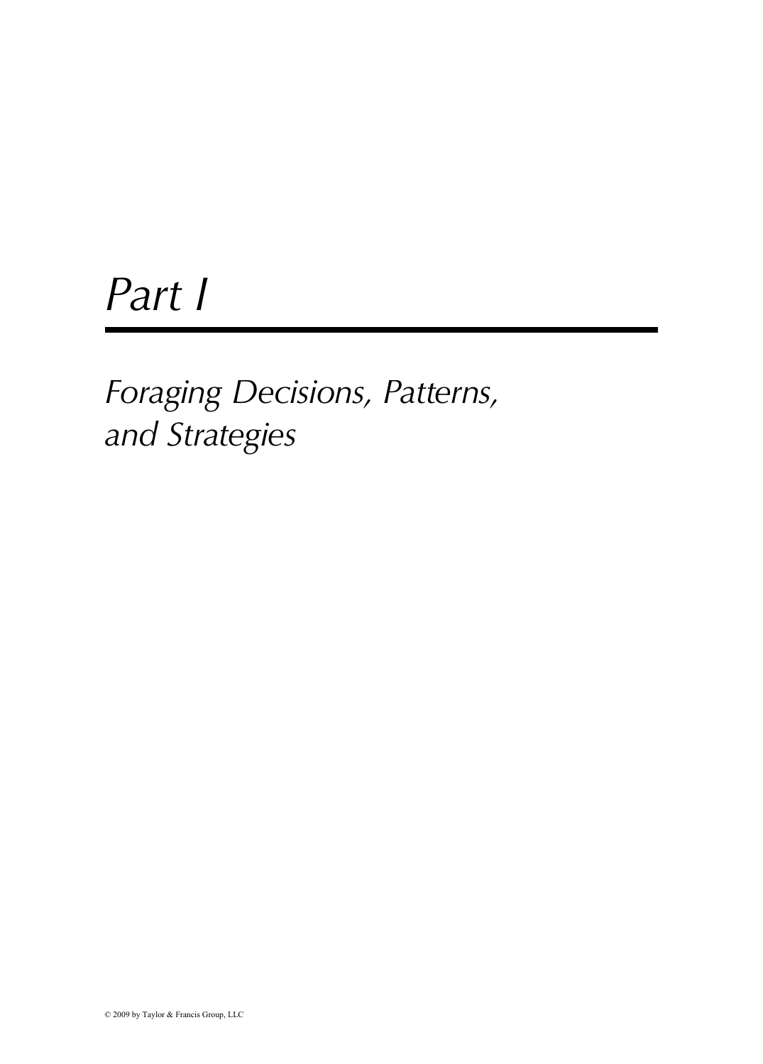# Part I

## Foraging Decisions, Patterns, and Strategies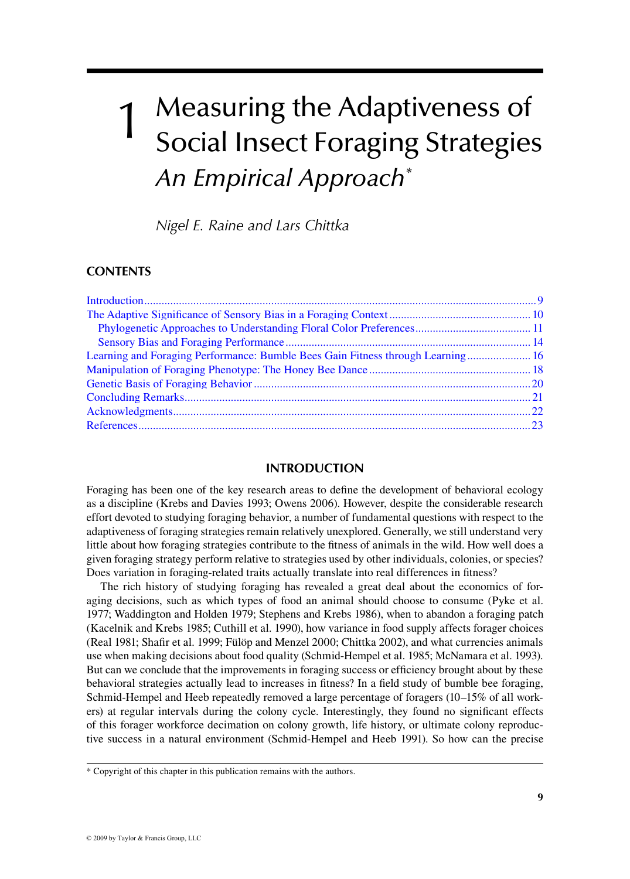# 1 Measuring the Adaptiveness of Social Insect Foraging Strategies

## *An Empirical Approach*[*]

*Nigel E. Raine and Lars Chittka*

### CONTENTS

Introduction .......... 9
The Adaptive Significance of Sensory Bias in a Foraging Context .......... 10
  Phylogenetic Approaches to Understanding Floral Color Preferences .......... 11
  Sensory Bias and Foraging Performance .......... 14
Learning and Foraging Performance: Bumble Bees Gain Fitness through Learning .......... 16
Manipulation of Foraging Phenotype: The Honey Bee Dance .......... 18
Genetic Basis of Foraging Behavior .......... 20
Concluding Remarks .......... 21
Acknowledgments .......... 22
References .......... 23

## INTRODUCTION

Foraging has been one of the key research areas to define the development of behavioral ecology as a discipline (Krebs and Davies 1993; Owens 2006). However, despite the considerable research effort devoted to studying foraging behavior, a number of fundamental questions with respect to the adaptiveness of foraging strategies remain relatively unexplored. Generally, we still understand very little about how foraging strategies contribute to the fitness of animals in the wild. How well does a given foraging strategy perform relative to strategies used by other individuals, colonies, or species? Does variation in foraging-related traits actually translate into real differences in fitness?

The rich history of studying foraging has revealed a great deal about the economics of foraging decisions, such as which types of food an animal should choose to consume (Pyke et al. 1977; Waddington and Holden 1979; Stephens and Krebs 1986), when to abandon a foraging patch (Kacelnik and Krebs 1985; Cuthill et al. 1990), how variance in food supply affects forager choices (Real 1981; Shafir et al. 1999; Fülöp and Menzel 2000; Chittka 2002), and what currencies animals use when making decisions about food quality (Schmid-Hempel et al. 1985; McNamara et al. 1993). But can we conclude that the improvements in foraging success or efficiency brought about by these behavioral strategies actually lead to increases in fitness? In a field study of bumble bee foraging, Schmid-Hempel and Heeb repeatedly removed a large percentage of foragers (10–15% of all workers) at regular intervals during the colony cycle. Interestingly, they found no significant effects of this forager workforce decimation on colony growth, life history, or ultimate colony reproductive success in a natural environment (Schmid-Hempel and Heeb 1991). So how can the precise

[*] Copyright of this chapter in this publication remains with the authors.

© 2009 by Taylor & Francis Group, LLC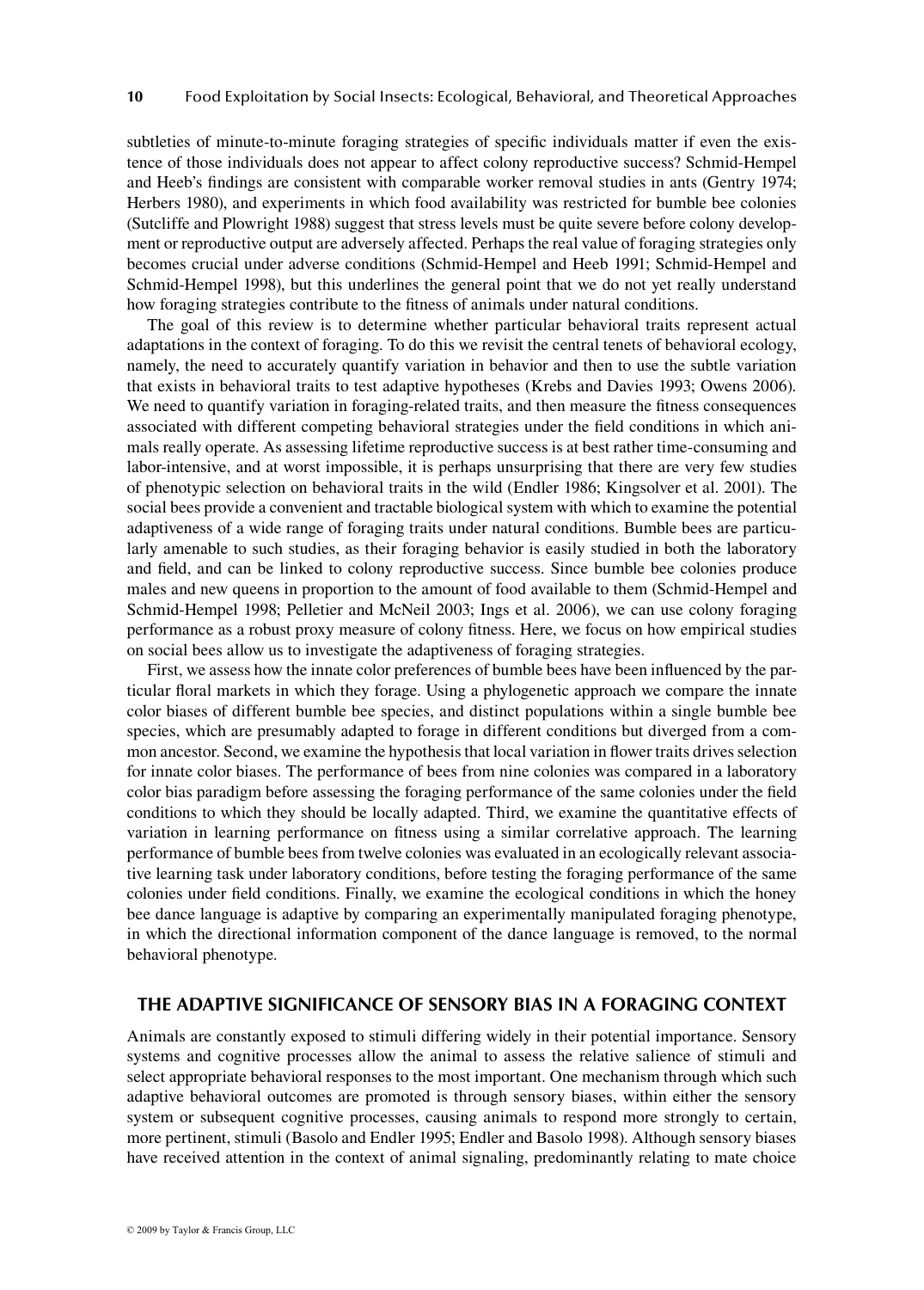subtleties of minute-to-minute foraging strategies of specific individuals matter if even the existence of those individuals does not appear to affect colony reproductive success? Schmid-Hempel and Heeb's findings are consistent with comparable worker removal studies in ants (Gentry 1974; Herbers 1980), and experiments in which food availability was restricted for bumble bee colonies (Sutcliffe and Plowright 1988) suggest that stress levels must be quite severe before colony development or reproductive output are adversely affected. Perhaps the real value of foraging strategies only becomes crucial under adverse conditions (Schmid-Hempel and Heeb 1991; Schmid-Hempel and Schmid-Hempel 1998), but this underlines the general point that we do not yet really understand how foraging strategies contribute to the fitness of animals under natural conditions.

The goal of this review is to determine whether particular behavioral traits represent actual adaptations in the context of foraging. To do this we revisit the central tenets of behavioral ecology, namely, the need to accurately quantify variation in behavior and then to use the subtle variation that exists in behavioral traits to test adaptive hypotheses (Krebs and Davies 1993; Owens 2006). We need to quantify variation in foraging-related traits, and then measure the fitness consequences associated with different competing behavioral strategies under the field conditions in which animals really operate. As assessing lifetime reproductive success is at best rather time-consuming and labor-intensive, and at worst impossible, it is perhaps unsurprising that there are very few studies of phenotypic selection on behavioral traits in the wild (Endler 1986; Kingsolver et al. 2001). The social bees provide a convenient and tractable biological system with which to examine the potential adaptiveness of a wide range of foraging traits under natural conditions. Bumble bees are particularly amenable to such studies, as their foraging behavior is easily studied in both the laboratory and field, and can be linked to colony reproductive success. Since bumble bee colonies produce males and new queens in proportion to the amount of food available to them (Schmid-Hempel and Schmid-Hempel 1998; Pelletier and McNeil 2003; Ings et al. 2006), we can use colony foraging performance as a robust proxy measure of colony fitness. Here, we focus on how empirical studies on social bees allow us to investigate the adaptiveness of foraging strategies.

First, we assess how the innate color preferences of bumble bees have been influenced by the particular floral markets in which they forage. Using a phylogenetic approach we compare the innate color biases of different bumble bee species, and distinct populations within a single bumble bee species, which are presumably adapted to forage in different conditions but diverged from a common ancestor. Second, we examine the hypothesis that local variation in flower traits drives selection for innate color biases. The performance of bees from nine colonies was compared in a laboratory color bias paradigm before assessing the foraging performance of the same colonies under the field conditions to which they should be locally adapted. Third, we examine the quantitative effects of variation in learning performance on fitness using a similar correlative approach. The learning performance of bumble bees from twelve colonies was evaluated in an ecologically relevant associative learning task under laboratory conditions, before testing the foraging performance of the same colonies under field conditions. Finally, we examine the ecological conditions in which the honey bee dance language is adaptive by comparing an experimentally manipulated foraging phenotype, in which the directional information component of the dance language is removed, to the normal behavioral phenotype.

## THE ADAPTIVE SIGNIFICANCE OF SENSORY BIAS IN A FORAGING CONTEXT

Animals are constantly exposed to stimuli differing widely in their potential importance. Sensory systems and cognitive processes allow the animal to assess the relative salience of stimuli and select appropriate behavioral responses to the most important. One mechanism through which such adaptive behavioral outcomes are promoted is through sensory biases, within either the sensory system or subsequent cognitive processes, causing animals to respond more strongly to certain, more pertinent, stimuli (Basolo and Endler 1995; Endler and Basolo 1998). Although sensory biases have received attention in the context of animal signaling, predominantly relating to mate choice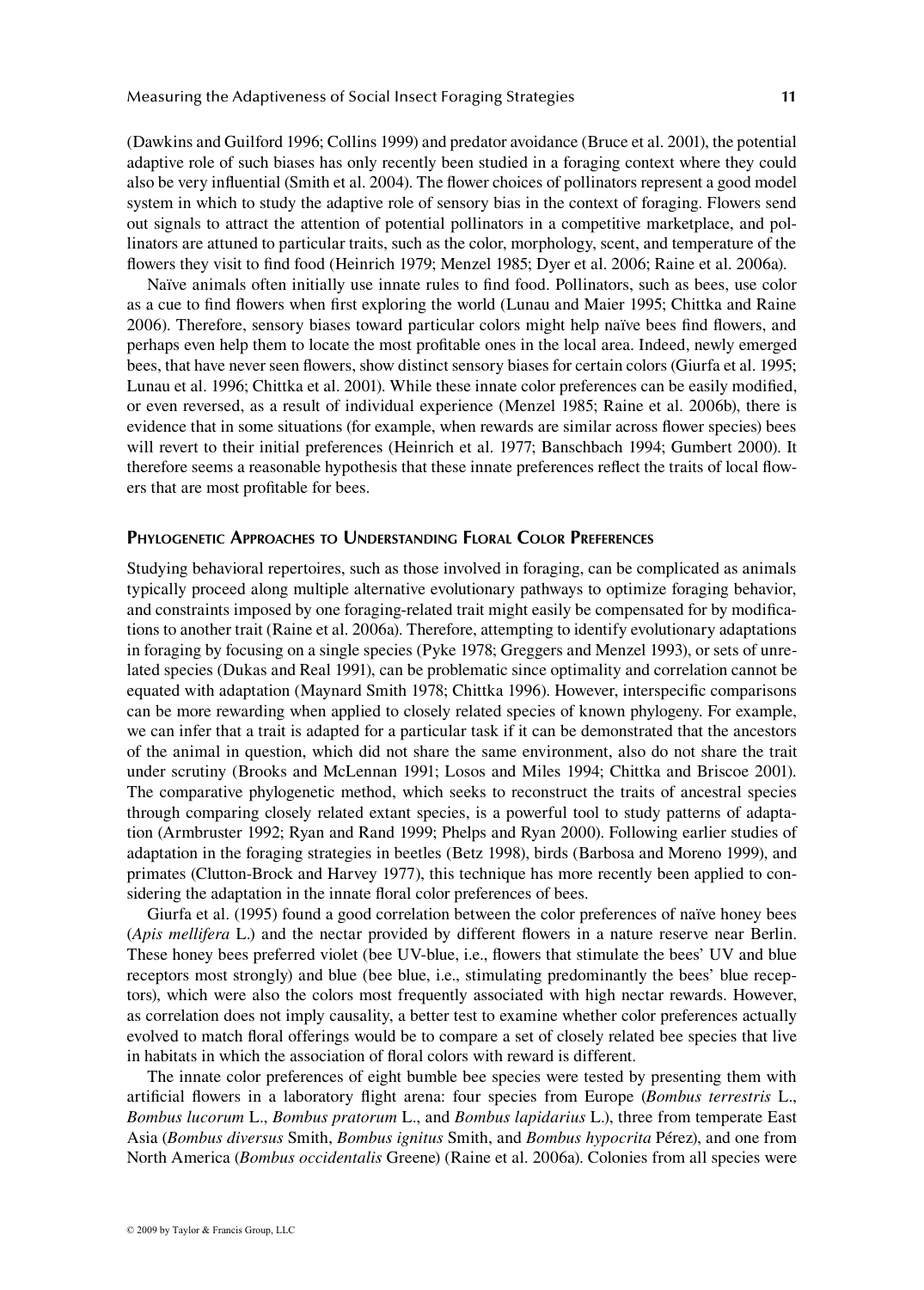(Dawkins and Guilford 1996; Collins 1999) and predator avoidance (Bruce et al. 2001), the potential adaptive role of such biases has only recently been studied in a foraging context where they could also be very influential (Smith et al. 2004). The flower choices of pollinators represent a good model system in which to study the adaptive role of sensory bias in the context of foraging. Flowers send out signals to attract the attention of potential pollinators in a competitive marketplace, and pollinators are attuned to particular traits, such as the color, morphology, scent, and temperature of the flowers they visit to find food (Heinrich 1979; Menzel 1985; Dyer et al. 2006; Raine et al. 2006a).

Naïve animals often initially use innate rules to find food. Pollinators, such as bees, use color as a cue to find flowers when first exploring the world (Lunau and Maier 1995; Chittka and Raine 2006). Therefore, sensory biases toward particular colors might help naïve bees find flowers, and perhaps even help them to locate the most profitable ones in the local area. Indeed, newly emerged bees, that have never seen flowers, show distinct sensory biases for certain colors (Giurfa et al. 1995; Lunau et al. 1996; Chittka et al. 2001). While these innate color preferences can be easily modified, or even reversed, as a result of individual experience (Menzel 1985; Raine et al. 2006b), there is evidence that in some situations (for example, when rewards are similar across flower species) bees will revert to their initial preferences (Heinrich et al. 1977; Banschbach 1994; Gumbert 2000). It therefore seems a reasonable hypothesis that these innate preferences reflect the traits of local flowers that are most profitable for bees.

## Phylogenetic Approaches to Understanding Floral Color Preferences

Studying behavioral repertoires, such as those involved in foraging, can be complicated as animals typically proceed along multiple alternative evolutionary pathways to optimize foraging behavior, and constraints imposed by one foraging-related trait might easily be compensated for by modifications to another trait (Raine et al. 2006a). Therefore, attempting to identify evolutionary adaptations in foraging by focusing on a single species (Pyke 1978; Greggers and Menzel 1993), or sets of unrelated species (Dukas and Real 1991), can be problematic since optimality and correlation cannot be equated with adaptation (Maynard Smith 1978; Chittka 1996). However, interspecific comparisons can be more rewarding when applied to closely related species of known phylogeny. For example, we can infer that a trait is adapted for a particular task if it can be demonstrated that the ancestors of the animal in question, which did not share the same environment, also do not share the trait under scrutiny (Brooks and McLennan 1991; Losos and Miles 1994; Chittka and Briscoe 2001). The comparative phylogenetic method, which seeks to reconstruct the traits of ancestral species through comparing closely related extant species, is a powerful tool to study patterns of adaptation (Armbruster 1992; Ryan and Rand 1999; Phelps and Ryan 2000). Following earlier studies of adaptation in the foraging strategies in beetles (Betz 1998), birds (Barbosa and Moreno 1999), and primates (Clutton-Brock and Harvey 1977), this technique has more recently been applied to considering the adaptation in the innate floral color preferences of bees.

Giurfa et al. (1995) found a good correlation between the color preferences of naïve honey bees (*Apis mellifera* L.) and the nectar provided by different flowers in a nature reserve near Berlin. These honey bees preferred violet (bee UV-blue, i.e., flowers that stimulate the bees' UV and blue receptors most strongly) and blue (bee blue, i.e., stimulating predominantly the bees' blue receptors), which were also the colors most frequently associated with high nectar rewards. However, as correlation does not imply causality, a better test to examine whether color preferences actually evolved to match floral offerings would be to compare a set of closely related bee species that live in habitats in which the association of floral colors with reward is different.

The innate color preferences of eight bumble bee species were tested by presenting them with artificial flowers in a laboratory flight arena: four species from Europe (*Bombus terrestris* L., *Bombus lucorum* L., *Bombus pratorum* L., and *Bombus lapidarius* L.), three from temperate East Asia (*Bombus diversus* Smith, *Bombus ignitus* Smith, and *Bombus hypocrita* Pérez), and one from North America (*Bombus occidentalis* Greene) (Raine et al. 2006a). Colonies from all species were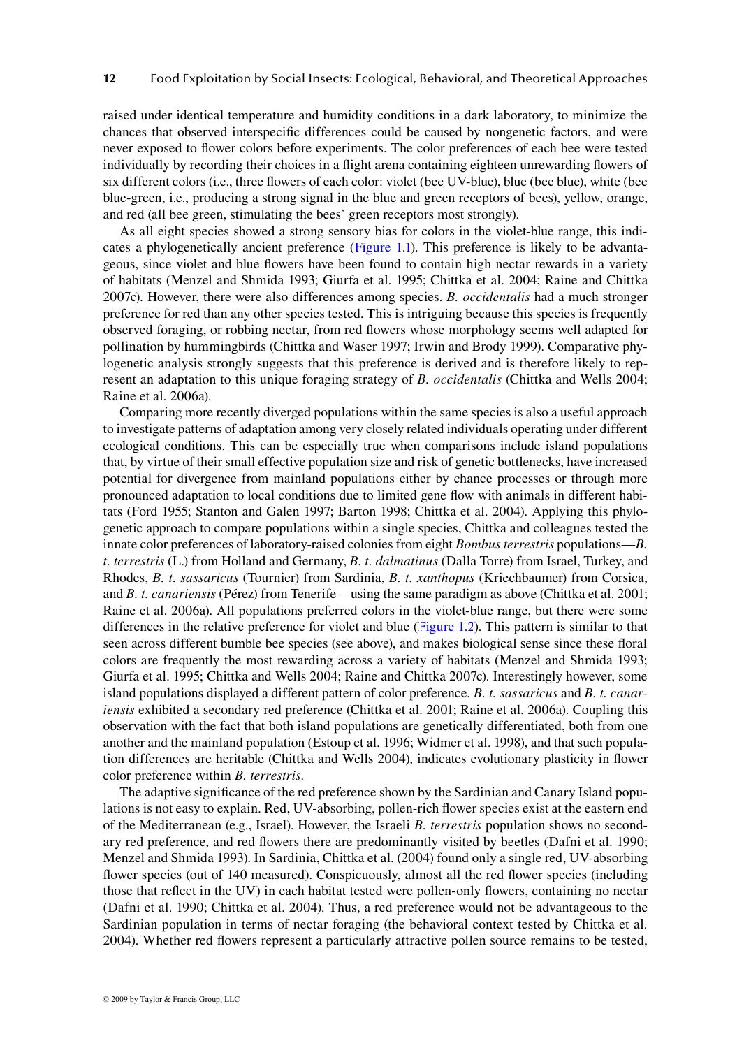raised under identical temperature and humidity conditions in a dark laboratory, to minimize the chances that observed interspecific differences could be caused by nongenetic factors, and were never exposed to flower colors before experiments. The color preferences of each bee were tested individually by recording their choices in a flight arena containing eighteen unrewarding flowers of six different colors (i.e., three flowers of each color: violet (bee UV-blue), blue (bee blue), white (bee blue-green, i.e., producing a strong signal in the blue and green receptors of bees), yellow, orange, and red (all bee green, stimulating the bees' green receptors most strongly).

As all eight species showed a strong sensory bias for colors in the violet-blue range, this indicates a phylogenetically ancient preference (Figure 1.1). This preference is likely to be advantageous, since violet and blue flowers have been found to contain high nectar rewards in a variety of habitats (Menzel and Shmida 1993; Giurfa et al. 1995; Chittka et al. 2004; Raine and Chittka 2007c). However, there were also differences among species. *B. occidentalis* had a much stronger preference for red than any other species tested. This is intriguing because this species is frequently observed foraging, or robbing nectar, from red flowers whose morphology seems well adapted for pollination by hummingbirds (Chittka and Waser 1997; Irwin and Brody 1999). Comparative phylogenetic analysis strongly suggests that this preference is derived and is therefore likely to represent an adaptation to this unique foraging strategy of *B. occidentalis* (Chittka and Wells 2004; Raine et al. 2006a).

Comparing more recently diverged populations within the same species is also a useful approach to investigate patterns of adaptation among very closely related individuals operating under different ecological conditions. This can be especially true when comparisons include island populations that, by virtue of their small effective population size and risk of genetic bottlenecks, have increased potential for divergence from mainland populations either by chance processes or through more pronounced adaptation to local conditions due to limited gene flow with animals in different habitats (Ford 1955; Stanton and Galen 1997; Barton 1998; Chittka et al. 2004). Applying this phylogenetic approach to compare populations within a single species, Chittka and colleagues tested the innate color preferences of laboratory-raised colonies from eight *Bombus terrestris* populations—*B. t. terrestris* (L.) from Holland and Germany, *B. t. dalmatinus* (Dalla Torre) from Israel, Turkey, and Rhodes, *B. t. sassaricus* (Tournier) from Sardinia, *B. t. xanthopus* (Kriechbaumer) from Corsica, and *B. t. canariensis* (Pérez) from Tenerife—using the same paradigm as above (Chittka et al. 2001; Raine et al. 2006a). All populations preferred colors in the violet-blue range, but there were some differences in the relative preference for violet and blue (Figure 1.2). This pattern is similar to that seen across different bumble bee species (see above), and makes biological sense since these floral colors are frequently the most rewarding across a variety of habitats (Menzel and Shmida 1993; Giurfa et al. 1995; Chittka and Wells 2004; Raine and Chittka 2007c). Interestingly however, some island populations displayed a different pattern of color preference. *B. t. sassaricus* and *B. t. canariensis* exhibited a secondary red preference (Chittka et al. 2001; Raine et al. 2006a). Coupling this observation with the fact that both island populations are genetically differentiated, both from one another and the mainland population (Estoup et al. 1996; Widmer et al. 1998), and that such population differences are heritable (Chittka and Wells 2004), indicates evolutionary plasticity in flower color preference within *B. terrestris*.

The adaptive significance of the red preference shown by the Sardinian and Canary Island populations is not easy to explain. Red, UV-absorbing, pollen-rich flower species exist at the eastern end of the Mediterranean (e.g., Israel). However, the Israeli *B. terrestris* population shows no secondary red preference, and red flowers there are predominantly visited by beetles (Dafni et al. 1990; Menzel and Shmida 1993). In Sardinia, Chittka et al. (2004) found only a single red, UV-absorbing flower species (out of 140 measured). Conspicuously, almost all the red flower species (including those that reflect in the UV) in each habitat tested were pollen-only flowers, containing no nectar (Dafni et al. 1990; Chittka et al. 2004). Thus, a red preference would not be advantageous to the Sardinian population in terms of nectar foraging (the behavioral context tested by Chittka et al. 2004). Whether red flowers represent a particularly attractive pollen source remains to be tested,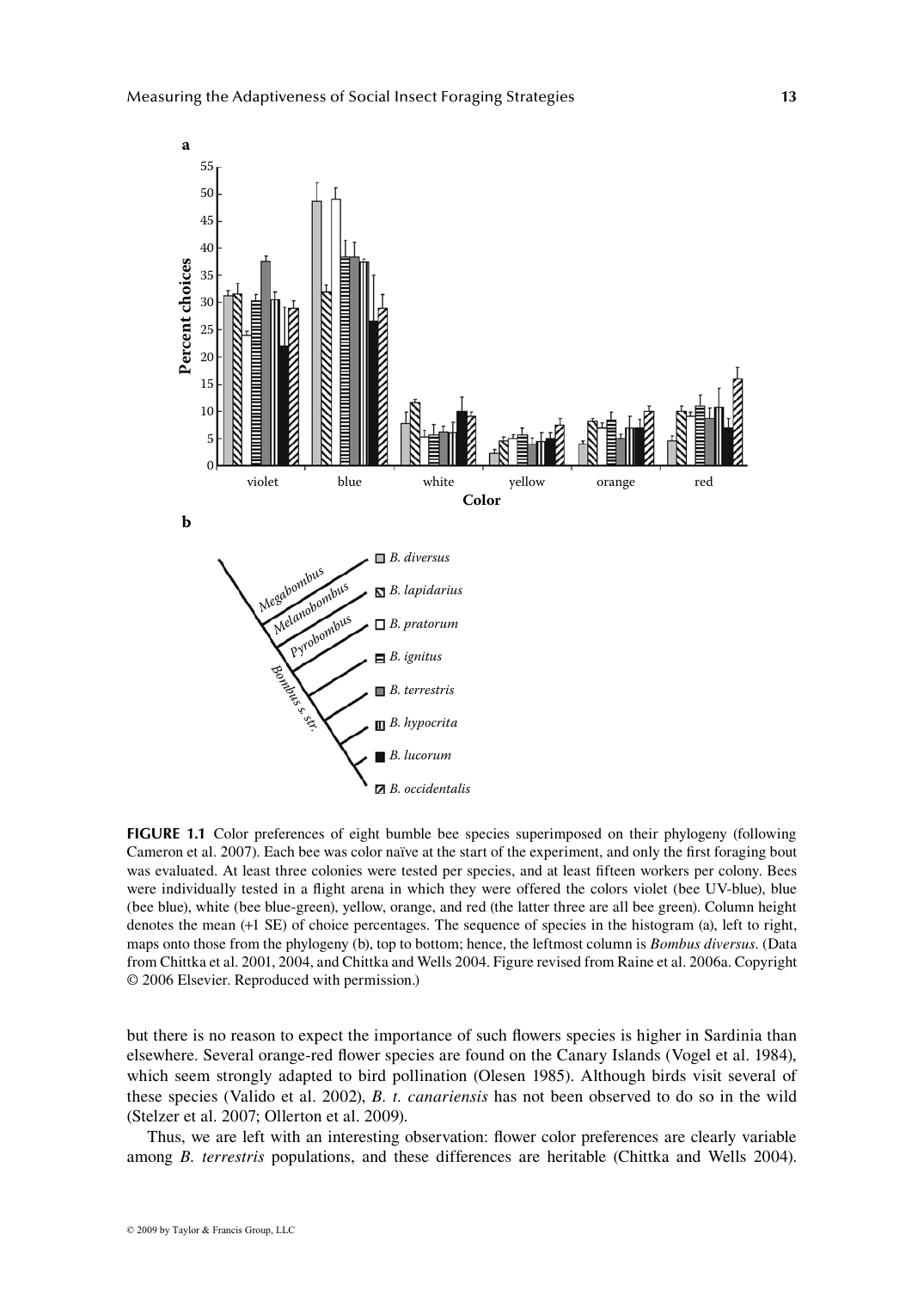**FIGURE 1.1** Color preferences of eight bumble bee species superimposed on their phylogeny (following Cameron et al. 2007). Each bee was color naïve at the start of the experiment, and only the first foraging bout was evaluated. At least three colonies were tested per species, and at least fifteen workers per colony. Bees were individually tested in a flight arena in which they were offered the colors violet (bee UV-blue), blue (bee blue), white (bee blue-green), yellow, orange, and red (the latter three are all bee green). Column height denotes the mean (+1 SE) of choice percentages. The sequence of species in the histogram (a), left to right, maps onto those from the phylogeny (b), top to bottom; hence, the leftmost column is *Bombus diversus*. (Data from Chittka et al. 2001, 2004, and Chittka and Wells 2004. Figure revised from Raine et al. 2006a. Copyright © 2006 Elsevier. Reproduced with permission.)

but there is no reason to expect the importance of such flowers species is higher in Sardinia than elsewhere. Several orange-red flower species are found on the Canary Islands (Vogel et al. 1984), which seem strongly adapted to bird pollination (Olesen 1985). Although birds visit several of these species (Valido et al. 2002), *B. t. canariensis* has not been observed to do so in the wild (Stelzer et al. 2007; Ollerton et al. 2009).

Thus, we are left with an interesting observation: flower color preferences are clearly variable among *B. terrestris* populations, and these differences are heritable (Chittka and Wells 2004).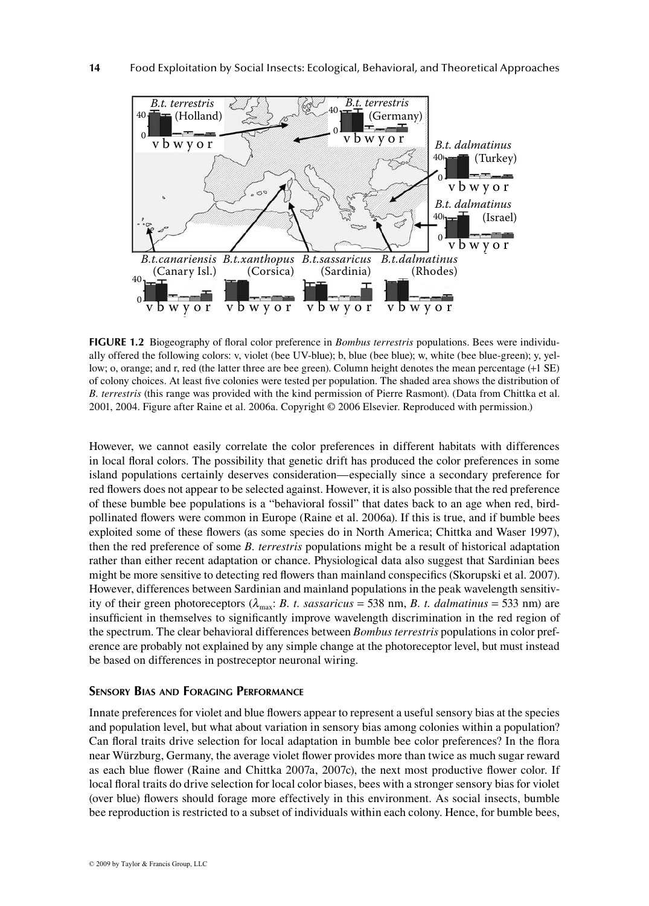*B.t. terrestris* (Holland)
40
0
v b w y o r

*B.t. terrestris* (Germany)
40
0
v b w y o r

*B.t. dalmatinus* (Turkey)
40
0
v b w y o r

*B.t. dalmatinus* (Israel)
40
0
v b w y o r

*B.t.canariensis* (Canary Isl.)
40
0
v b w y o r

*B.t.xanthopus* (Corsica)
v b w y o r

*B.t.sassaricus* (Sardinia)
v b w y o r

*B.t.dalmatinus* (Rhodes)
v b w y o r

**FIGURE 1.2** Biogeography of floral color preference in *Bombus terrestris* populations. Bees were individually offered the following colors: v, violet (bee UV-blue); b, blue (bee blue); w, white (bee blue-green); y, yellow; o, orange; and r, red (the latter three are bee green). Column height denotes the mean percentage (+1 SE) of colony choices. At least five colonies were tested per population. The shaded area shows the distribution of *B. terrestris* (this range was provided with the kind permission of Pierre Rasmont). (Data from Chittka et al. 2001, 2004. Figure after Raine et al. 2006a. Copyright © 2006 Elsevier. Reproduced with permission.)

However, we cannot easily correlate the color preferences in different habitats with differences in local floral colors. The possibility that genetic drift has produced the color preferences in some island populations certainly deserves consideration—especially since a secondary preference for red flowers does not appear to be selected against. However, it is also possible that the red preference of these bumble bee populations is a "behavioral fossil" that dates back to an age when red, bird-pollinated flowers were common in Europe (Raine et al. 2006a). If this is true, and if bumble bees exploited some of these flowers (as some species do in North America; Chittka and Waser 1997), then the red preference of some *B. terrestris* populations might be a result of historical adaptation rather than either recent adaptation or chance. Physiological data also suggest that Sardinian bees might be more sensitive to detecting red flowers than mainland conspecifics (Skorupski et al. 2007). However, differences between Sardinian and mainland populations in the peak wavelength sensitivity of their green photoreceptors ($\lambda_{max}$: *B. t. sassaricus* = 538 nm, *B. t. dalmatinus* = 533 nm) are insufficient in themselves to significantly improve wavelength discrimination in the red region of the spectrum. The clear behavioral differences between *Bombus terrestris* populations in color preference are probably not explained by any simple change at the photoreceptor level, but must instead be based on differences in postreceptor neuronal wiring.

## Sensory Bias and Foraging Performance

Innate preferences for violet and blue flowers appear to represent a useful sensory bias at the species and population level, but what about variation in sensory bias among colonies within a population? Can floral traits drive selection for local adaptation in bumble bee color preferences? In the flora near Würzburg, Germany, the average violet flower provides more than twice as much sugar reward as each blue flower (Raine and Chittka 2007a, 2007c), the next most productive flower color. If local floral traits do drive selection for local color biases, bees with a stronger sensory bias for violet (over blue) flowers should forage more effectively in this environment. As social insects, bumble bee reproduction is restricted to a subset of individuals within each colony. Hence, for bumble bees,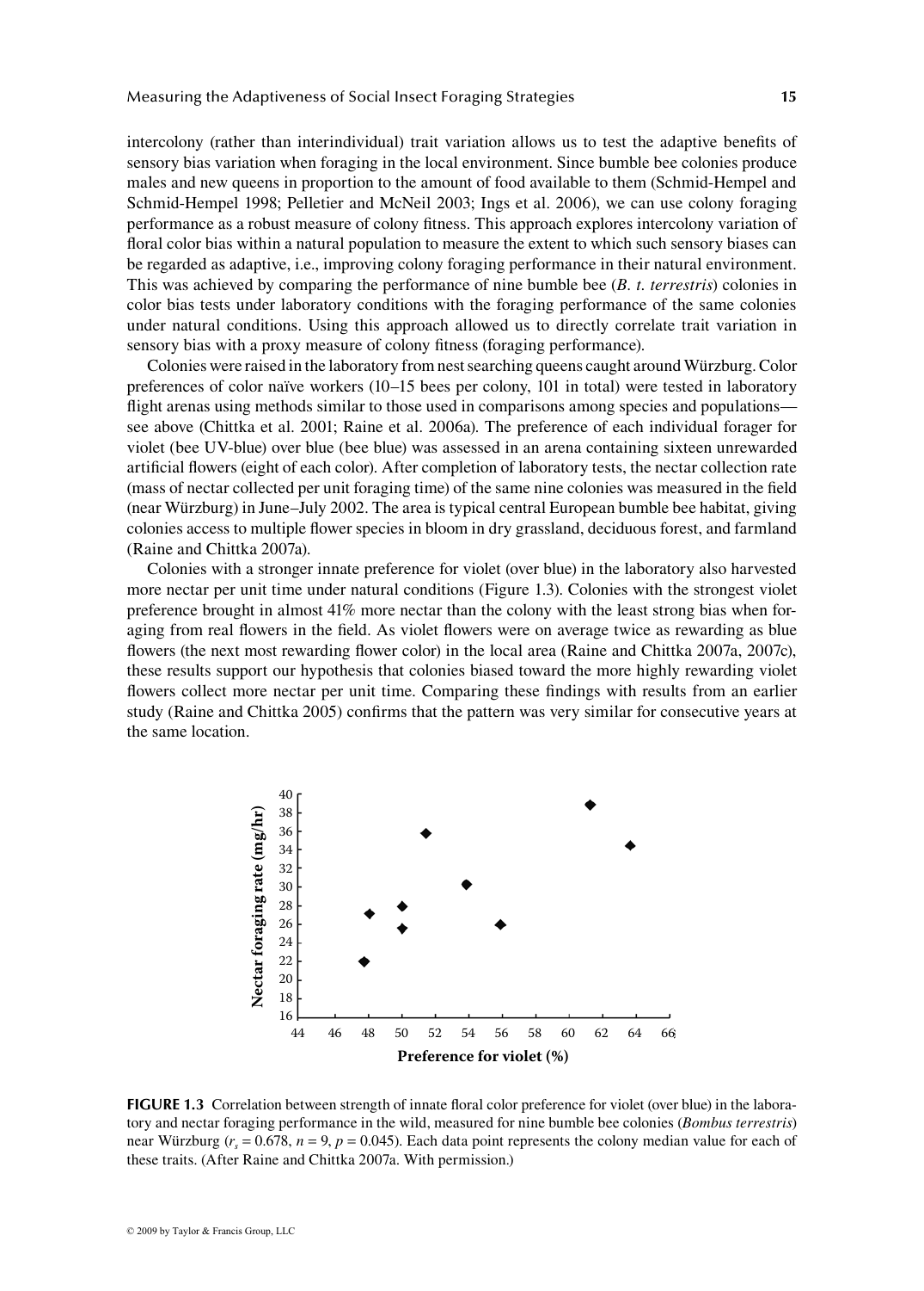intercolony (rather than interindividual) trait variation allows us to test the adaptive benefits of sensory bias variation when foraging in the local environment. Since bumble bee colonies produce males and new queens in proportion to the amount of food available to them (Schmid-Hempel and Schmid-Hempel 1998; Pelletier and McNeil 2003; Ings et al. 2006), we can use colony foraging performance as a robust measure of colony fitness. This approach explores intercolony variation of floral color bias within a natural population to measure the extent to which such sensory biases can be regarded as adaptive, i.e., improving colony foraging performance in their natural environment. This was achieved by comparing the performance of nine bumble bee (*B. t. terrestris*) colonies in color bias tests under laboratory conditions with the foraging performance of the same colonies under natural conditions. Using this approach allowed us to directly correlate trait variation in sensory bias with a proxy measure of colony fitness (foraging performance).

Colonies were raised in the laboratory from nest searching queens caught around Würzburg. Color preferences of color naïve workers (10–15 bees per colony, 101 in total) were tested in laboratory flight arenas using methods similar to those used in comparisons among species and populations—see above (Chittka et al. 2001; Raine et al. 2006a). The preference of each individual forager for violet (bee UV-blue) over blue (bee blue) was assessed in an arena containing sixteen unrewarded artificial flowers (eight of each color). After completion of laboratory tests, the nectar collection rate (mass of nectar collected per unit foraging time) of the same nine colonies was measured in the field (near Würzburg) in June–July 2002. The area is typical central European bumble bee habitat, giving colonies access to multiple flower species in bloom in dry grassland, deciduous forest, and farmland (Raine and Chittka 2007a).

Colonies with a stronger innate preference for violet (over blue) in the laboratory also harvested more nectar per unit time under natural conditions (Figure 1.3). Colonies with the strongest violet preference brought in almost 41% more nectar than the colony with the least strong bias when foraging from real flowers in the field. As violet flowers were on average twice as rewarding as blue flowers (the next most rewarding flower color) in the local area (Raine and Chittka 2007a, 2007c), these results support our hypothesis that colonies biased toward the more highly rewarding violet flowers collect more nectar per unit time. Comparing these findings with results from an earlier study (Raine and Chittka 2005) confirms that the pattern was very similar for consecutive years at the same location.

**FIGURE 1.3** Correlation between strength of innate floral color preference for violet (over blue) in the laboratory and nectar foraging performance in the wild, measured for nine bumble bee colonies (*Bombus terrestris*) near Würzburg ($r_s = 0.678$, $n = 9$, $p = 0.045$). Each data point represents the colony median value for each of these traits. (After Raine and Chittka 2007a. With permission.)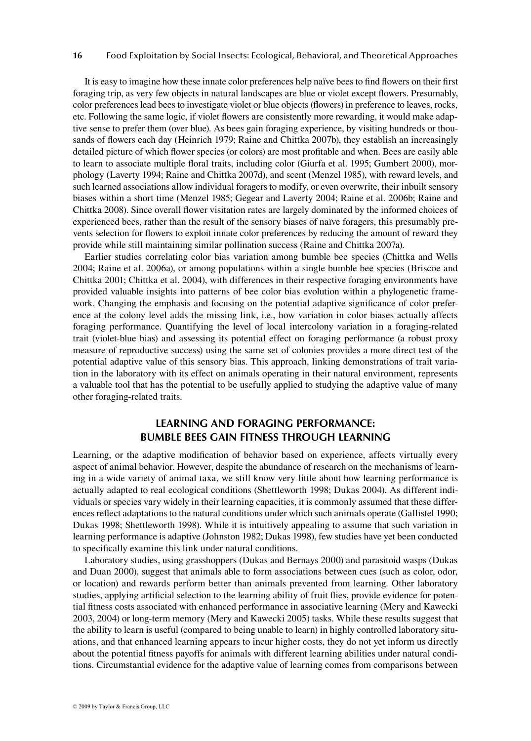It is easy to imagine how these innate color preferences help naïve bees to find flowers on their first foraging trip, as very few objects in natural landscapes are blue or violet except flowers. Presumably, color preferences lead bees to investigate violet or blue objects (flowers) in preference to leaves, rocks, etc. Following the same logic, if violet flowers are consistently more rewarding, it would make adaptive sense to prefer them (over blue). As bees gain foraging experience, by visiting hundreds or thousands of flowers each day (Heinrich 1979; Raine and Chittka 2007b), they establish an increasingly detailed picture of which flower species (or colors) are most profitable and when. Bees are easily able to learn to associate multiple floral traits, including color (Giurfa et al. 1995; Gumbert 2000), morphology (Laverty 1994; Raine and Chittka 2007d), and scent (Menzel 1985), with reward levels, and such learned associations allow individual foragers to modify, or even overwrite, their inbuilt sensory biases within a short time (Menzel 1985; Gegear and Laverty 2004; Raine et al. 2006b; Raine and Chittka 2008). Since overall flower visitation rates are largely dominated by the informed choices of experienced bees, rather than the result of the sensory biases of naïve foragers, this presumably prevents selection for flowers to exploit innate color preferences by reducing the amount of reward they provide while still maintaining similar pollination success (Raine and Chittka 2007a).

Earlier studies correlating color bias variation among bumble bee species (Chittka and Wells 2004; Raine et al. 2006a), or among populations within a single bumble bee species (Briscoe and Chittka 2001; Chittka et al. 2004), with differences in their respective foraging environments have provided valuable insights into patterns of bee color bias evolution within a phylogenetic framework. Changing the emphasis and focusing on the potential adaptive significance of color preference at the colony level adds the missing link, i.e., how variation in color biases actually affects foraging performance. Quantifying the level of local intercolony variation in a foraging-related trait (violet-blue bias) and assessing its potential effect on foraging performance (a robust proxy measure of reproductive success) using the same set of colonies provides a more direct test of the potential adaptive value of this sensory bias. This approach, linking demonstrations of trait variation in the laboratory with its effect on animals operating in their natural environment, represents a valuable tool that has the potential to be usefully applied to studying the adaptive value of many other foraging-related traits.

## LEARNING AND FORAGING PERFORMANCE: BUMBLE BEES GAIN FITNESS THROUGH LEARNING

Learning, or the adaptive modification of behavior based on experience, affects virtually every aspect of animal behavior. However, despite the abundance of research on the mechanisms of learning in a wide variety of animal taxa, we still know very little about how learning performance is actually adapted to real ecological conditions (Shettleworth 1998; Dukas 2004). As different individuals or species vary widely in their learning capacities, it is commonly assumed that these differences reflect adaptations to the natural conditions under which such animals operate (Gallistel 1990; Dukas 1998; Shettleworth 1998). While it is intuitively appealing to assume that such variation in learning performance is adaptive (Johnston 1982; Dukas 1998), few studies have yet been conducted to specifically examine this link under natural conditions.

Laboratory studies, using grasshoppers (Dukas and Bernays 2000) and parasitoid wasps (Dukas and Duan 2000), suggest that animals able to form associations between cues (such as color, odor, or location) and rewards perform better than animals prevented from learning. Other laboratory studies, applying artificial selection to the learning ability of fruit flies, provide evidence for potential fitness costs associated with enhanced performance in associative learning (Mery and Kawecki 2003, 2004) or long-term memory (Mery and Kawecki 2005) tasks. While these results suggest that the ability to learn is useful (compared to being unable to learn) in highly controlled laboratory situations, and that enhanced learning appears to incur higher costs, they do not yet inform us directly about the potential fitness payoffs for animals with different learning abilities under natural conditions. Circumstantial evidence for the adaptive value of learning comes from comparisons between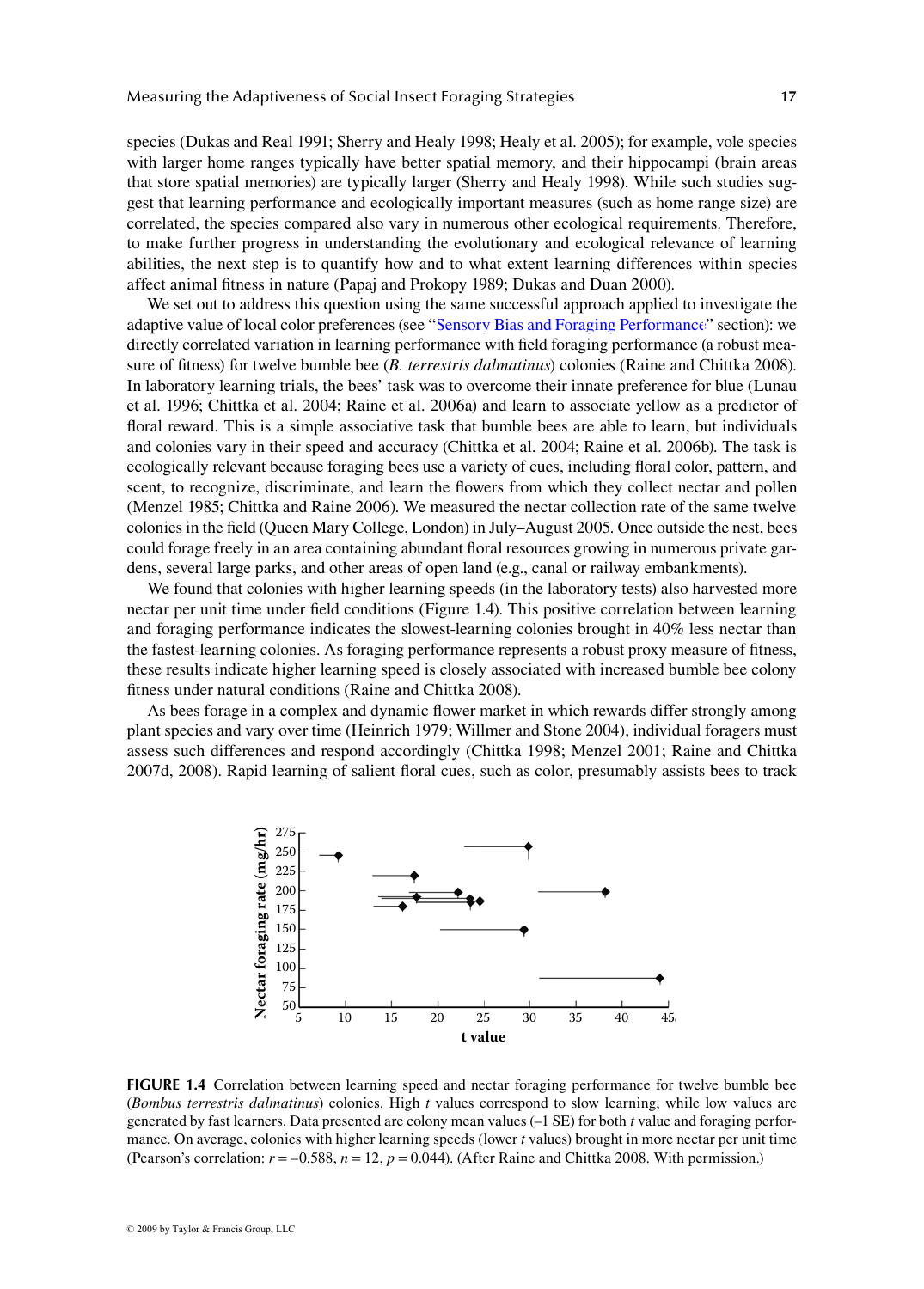species (Dukas and Real 1991; Sherry and Healy 1998; Healy et al. 2005); for example, vole species with larger home ranges typically have better spatial memory, and their hippocampi (brain areas that store spatial memories) are typically larger (Sherry and Healy 1998). While such studies suggest that learning performance and ecologically important measures (such as home range size) are correlated, the species compared also vary in numerous other ecological requirements. Therefore, to make further progress in understanding the evolutionary and ecological relevance of learning abilities, the next step is to quantify how and to what extent learning differences within species affect animal fitness in nature (Papaj and Prokopy 1989; Dukas and Duan 2000).

We set out to address this question using the same successful approach applied to investigate the adaptive value of local color preferences (see "Sensory Bias and Foraging Performance" section): we directly correlated variation in learning performance with field foraging performance (a robust measure of fitness) for twelve bumble bee (*B. terrestris dalmatinus*) colonies (Raine and Chittka 2008). In laboratory learning trials, the bees' task was to overcome their innate preference for blue (Lunau et al. 1996; Chittka et al. 2004; Raine et al. 2006a) and learn to associate yellow as a predictor of floral reward. This is a simple associative task that bumble bees are able to learn, but individuals and colonies vary in their speed and accuracy (Chittka et al. 2004; Raine et al. 2006b). The task is ecologically relevant because foraging bees use a variety of cues, including floral color, pattern, and scent, to recognize, discriminate, and learn the flowers from which they collect nectar and pollen (Menzel 1985; Chittka and Raine 2006). We measured the nectar collection rate of the same twelve colonies in the field (Queen Mary College, London) in July–August 2005. Once outside the nest, bees could forage freely in an area containing abundant floral resources growing in numerous private gardens, several large parks, and other areas of open land (e.g., canal or railway embankments).

We found that colonies with higher learning speeds (in the laboratory tests) also harvested more nectar per unit time under field conditions (Figure 1.4). This positive correlation between learning and foraging performance indicates the slowest-learning colonies brought in 40% less nectar than the fastest-learning colonies. As foraging performance represents a robust proxy measure of fitness, these results indicate higher learning speed is closely associated with increased bumble bee colony fitness under natural conditions (Raine and Chittka 2008).

As bees forage in a complex and dynamic flower market in which rewards differ strongly among plant species and vary over time (Heinrich 1979; Willmer and Stone 2004), individual foragers must assess such differences and respond accordingly (Chittka 1998; Menzel 2001; Raine and Chittka 2007d, 2008). Rapid learning of salient floral cues, such as color, presumably assists bees to track

**FIGURE 1.4** Correlation between learning speed and nectar foraging performance for twelve bumble bee (*Bombus terrestris dalmatinus*) colonies. High *t* values correspond to slow learning, while low values are generated by fast learners. Data presented are colony mean values (–1 SE) for both *t* value and foraging performance. On average, colonies with higher learning speeds (lower *t* values) brought in more nectar per unit time (Pearson's correlation: $r = -0.588$, $n = 12$, $p = 0.044$). (After Raine and Chittka 2008. With permission.)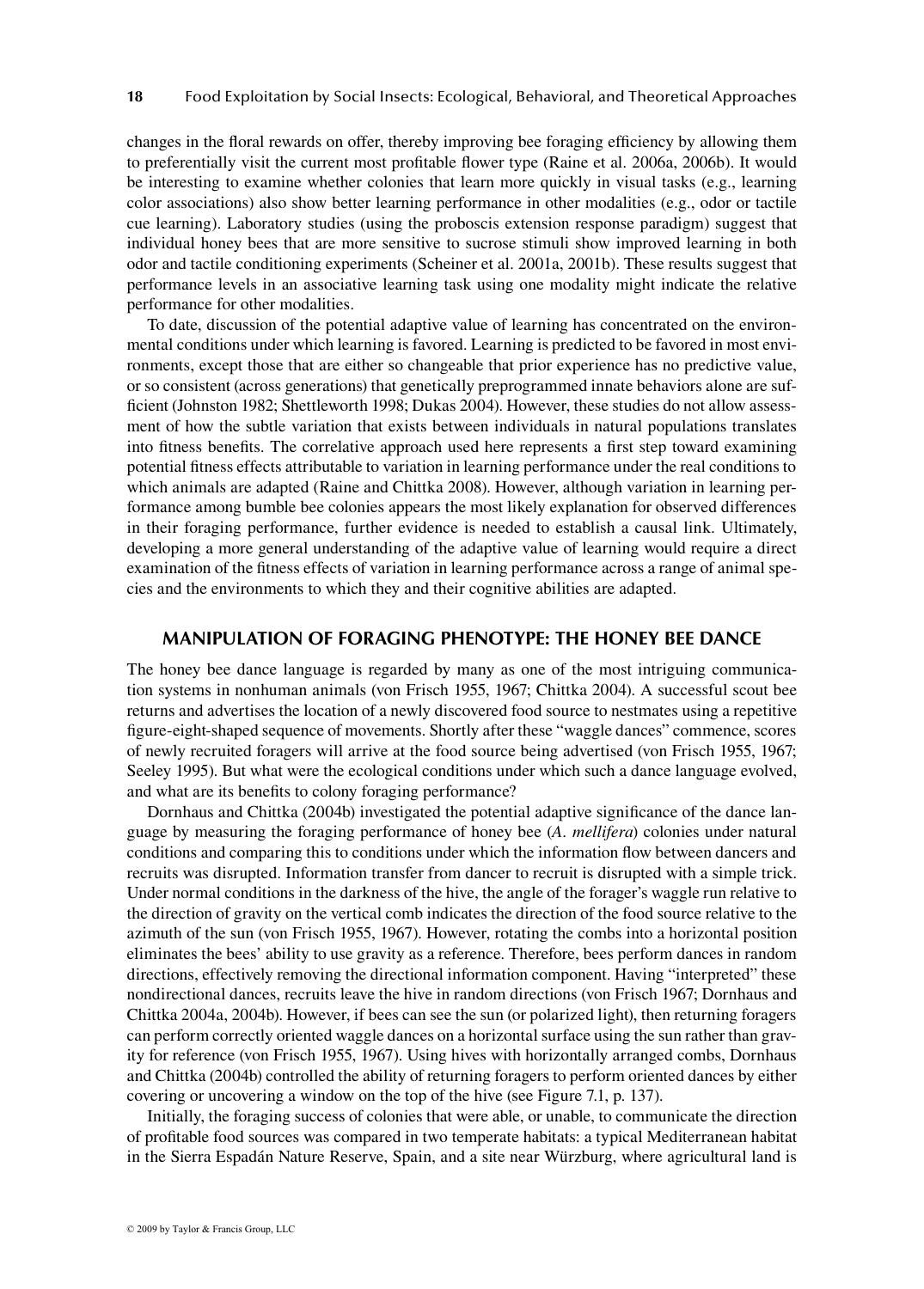changes in the floral rewards on offer, thereby improving bee foraging efficiency by allowing them to preferentially visit the current most profitable flower type (Raine et al. 2006a, 2006b). It would be interesting to examine whether colonies that learn more quickly in visual tasks (e.g., learning color associations) also show better learning performance in other modalities (e.g., odor or tactile cue learning). Laboratory studies (using the proboscis extension response paradigm) suggest that individual honey bees that are more sensitive to sucrose stimuli show improved learning in both odor and tactile conditioning experiments (Scheiner et al. 2001a, 2001b). These results suggest that performance levels in an associative learning task using one modality might indicate the relative performance for other modalities.

To date, discussion of the potential adaptive value of learning has concentrated on the environmental conditions under which learning is favored. Learning is predicted to be favored in most environments, except those that are either so changeable that prior experience has no predictive value, or so consistent (across generations) that genetically preprogrammed innate behaviors alone are sufficient (Johnston 1982; Shettleworth 1998; Dukas 2004). However, these studies do not allow assessment of how the subtle variation that exists between individuals in natural populations translates into fitness benefits. The correlative approach used here represents a first step toward examining potential fitness effects attributable to variation in learning performance under the real conditions to which animals are adapted (Raine and Chittka 2008). However, although variation in learning performance among bumble bee colonies appears the most likely explanation for observed differences in their foraging performance, further evidence is needed to establish a causal link. Ultimately, developing a more general understanding of the adaptive value of learning would require a direct examination of the fitness effects of variation in learning performance across a range of animal species and the environments to which they and their cognitive abilities are adapted.

## MANIPULATION OF FORAGING PHENOTYPE: THE HONEY BEE DANCE

The honey bee dance language is regarded by many as one of the most intriguing communication systems in nonhuman animals (von Frisch 1955, 1967; Chittka 2004). A successful scout bee returns and advertises the location of a newly discovered food source to nestmates using a repetitive figure-eight-shaped sequence of movements. Shortly after these "waggle dances" commence, scores of newly recruited foragers will arrive at the food source being advertised (von Frisch 1955, 1967; Seeley 1995). But what were the ecological conditions under which such a dance language evolved, and what are its benefits to colony foraging performance?

Dornhaus and Chittka (2004b) investigated the potential adaptive significance of the dance language by measuring the foraging performance of honey bee (*A. mellifera*) colonies under natural conditions and comparing this to conditions under which the information flow between dancers and recruits was disrupted. Information transfer from dancer to recruit is disrupted with a simple trick. Under normal conditions in the darkness of the hive, the angle of the forager's waggle run relative to the direction of gravity on the vertical comb indicates the direction of the food source relative to the azimuth of the sun (von Frisch 1955, 1967). However, rotating the combs into a horizontal position eliminates the bees' ability to use gravity as a reference. Therefore, bees perform dances in random directions, effectively removing the directional information component. Having "interpreted" these nondirectional dances, recruits leave the hive in random directions (von Frisch 1967; Dornhaus and Chittka 2004a, 2004b). However, if bees can see the sun (or polarized light), then returning foragers can perform correctly oriented waggle dances on a horizontal surface using the sun rather than gravity for reference (von Frisch 1955, 1967). Using hives with horizontally arranged combs, Dornhaus and Chittka (2004b) controlled the ability of returning foragers to perform oriented dances by either covering or uncovering a window on the top of the hive (see Figure 7.1, p. 137).

Initially, the foraging success of colonies that were able, or unable, to communicate the direction of profitable food sources was compared in two temperate habitats: a typical Mediterranean habitat in the Sierra Espadán Nature Reserve, Spain, and a site near Würzburg, where agricultural land is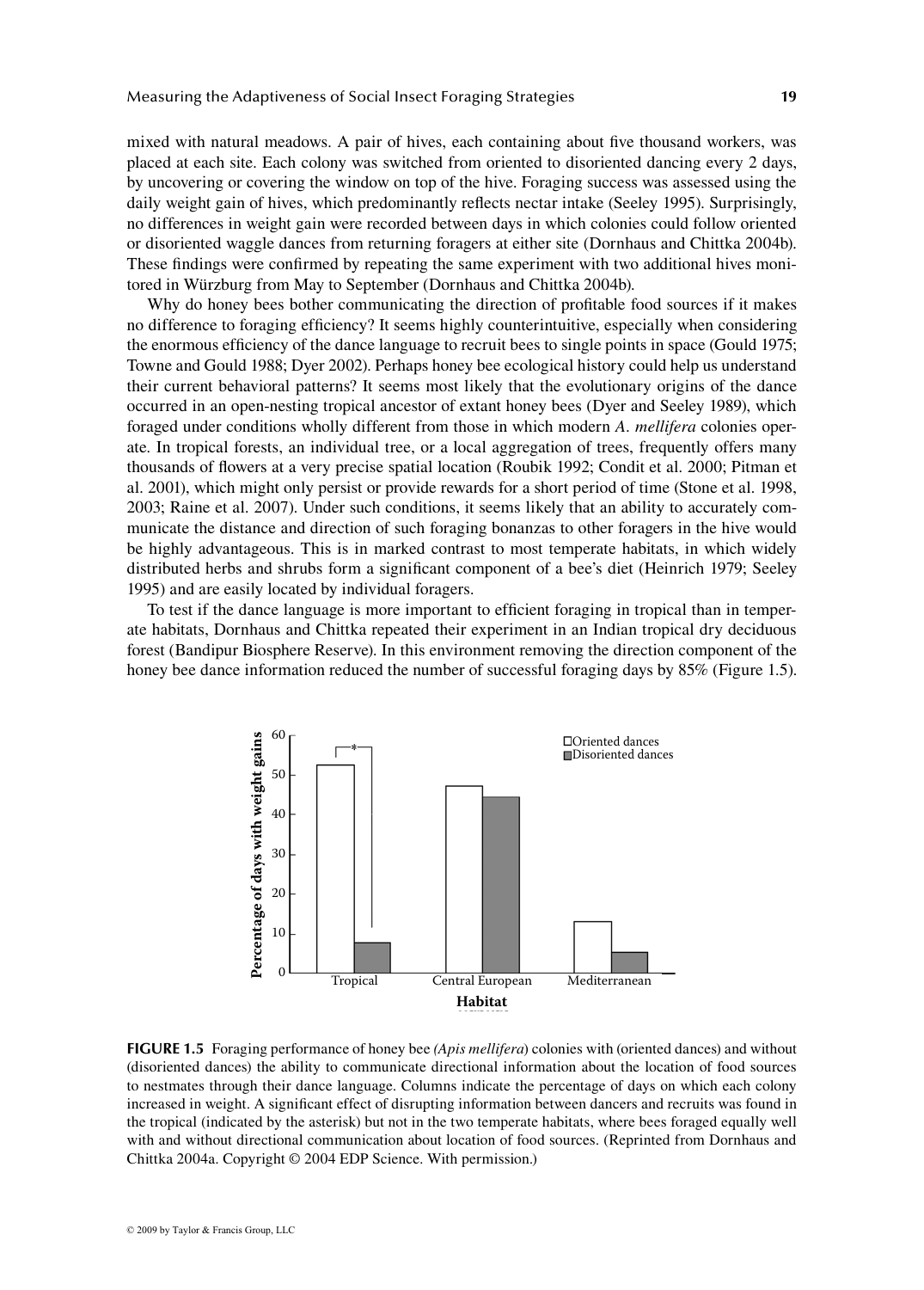mixed with natural meadows. A pair of hives, each containing about five thousand workers, was placed at each site. Each colony was switched from oriented to disoriented dancing every 2 days, by uncovering or covering the window on top of the hive. Foraging success was assessed using the daily weight gain of hives, which predominantly reflects nectar intake (Seeley 1995). Surprisingly, no differences in weight gain were recorded between days in which colonies could follow oriented or disoriented waggle dances from returning foragers at either site (Dornhaus and Chittka 2004b). These findings were confirmed by repeating the same experiment with two additional hives monitored in Würzburg from May to September (Dornhaus and Chittka 2004b).

Why do honey bees bother communicating the direction of profitable food sources if it makes no difference to foraging efficiency? It seems highly counterintuitive, especially when considering the enormous efficiency of the dance language to recruit bees to single points in space (Gould 1975; Towne and Gould 1988; Dyer 2002). Perhaps honey bee ecological history could help us understand their current behavioral patterns? It seems most likely that the evolutionary origins of the dance occurred in an open-nesting tropical ancestor of extant honey bees (Dyer and Seeley 1989), which foraged under conditions wholly different from those in which modern *A. mellifera* colonies operate. In tropical forests, an individual tree, or a local aggregation of trees, frequently offers many thousands of flowers at a very precise spatial location (Roubik 1992; Condit et al. 2000; Pitman et al. 2001), which might only persist or provide rewards for a short period of time (Stone et al. 1998, 2003; Raine et al. 2007). Under such conditions, it seems likely that an ability to accurately communicate the distance and direction of such foraging bonanzas to other foragers in the hive would be highly advantageous. This is in marked contrast to most temperate habitats, in which widely distributed herbs and shrubs form a significant component of a bee's diet (Heinrich 1979; Seeley 1995) and are easily located by individual foragers.

To test if the dance language is more important to efficient foraging in tropical than in temperate habitats, Dornhaus and Chittka repeated their experiment in an Indian tropical dry deciduous forest (Bandipur Biosphere Reserve). In this environment removing the direction component of the honey bee dance information reduced the number of successful foraging days by 85% (Figure 1.5).

**FIGURE 1.5** Foraging performance of honey bee *(Apis mellifera)* colonies with (oriented dances) and without (disoriented dances) the ability to communicate directional information about the location of food sources to nestmates through their dance language. Columns indicate the percentage of days on which each colony increased in weight. A significant effect of disrupting information between dancers and recruits was found in the tropical (indicated by the asterisk) but not in the two temperate habitats, where bees foraged equally well with and without directional communication about location of food sources. (Reprinted from Dornhaus and Chittka 2004a. Copyright © 2004 EDP Science. With permission.)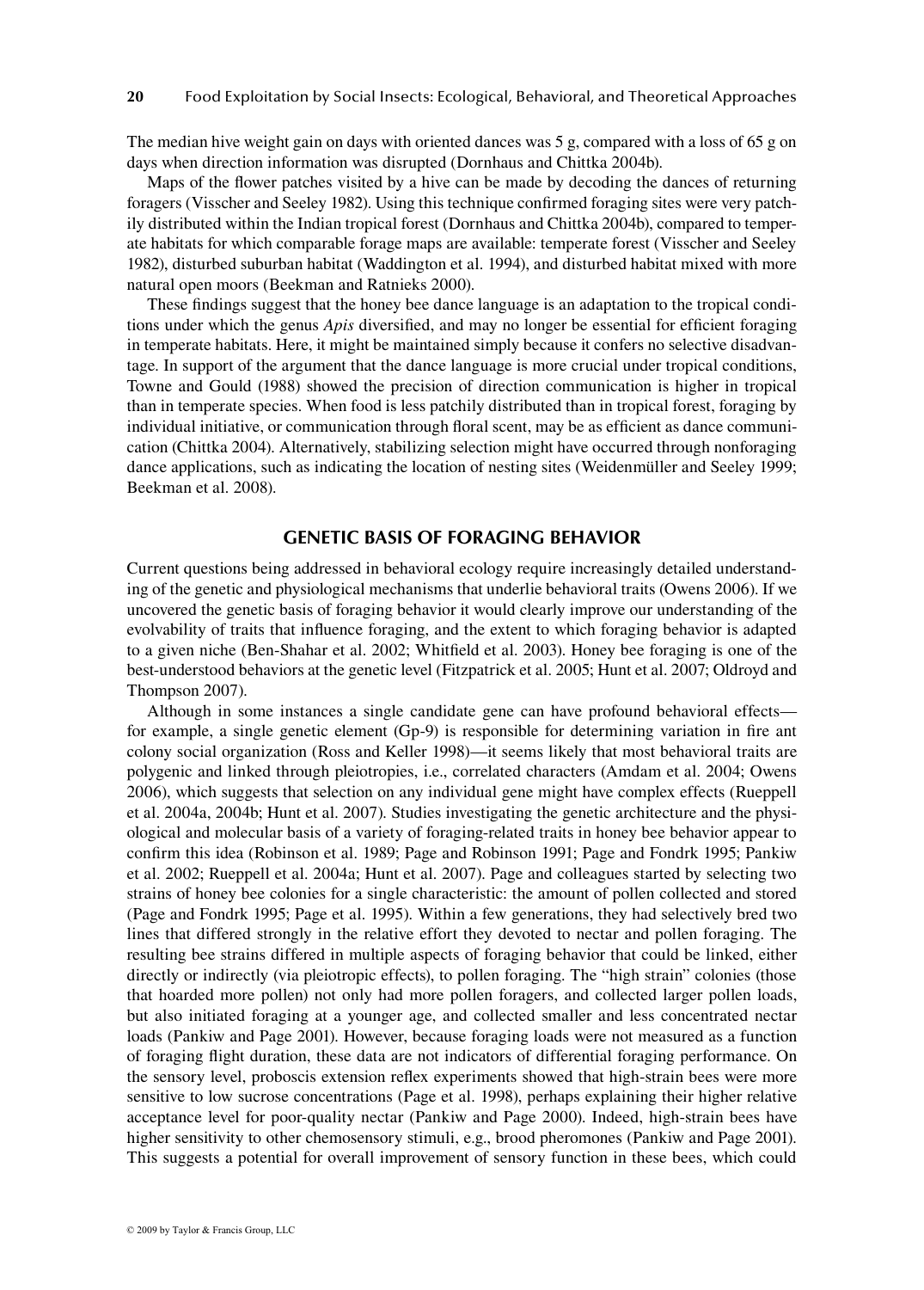The median hive weight gain on days with oriented dances was 5 g, compared with a loss of 65 g on days when direction information was disrupted (Dornhaus and Chittka 2004b).

Maps of the flower patches visited by a hive can be made by decoding the dances of returning foragers (Visscher and Seeley 1982). Using this technique confirmed foraging sites were very patchily distributed within the Indian tropical forest (Dornhaus and Chittka 2004b), compared to temperate habitats for which comparable forage maps are available: temperate forest (Visscher and Seeley 1982), disturbed suburban habitat (Waddington et al. 1994), and disturbed habitat mixed with more natural open moors (Beekman and Ratnieks 2000).

These findings suggest that the honey bee dance language is an adaptation to the tropical conditions under which the genus *Apis* diversified, and may no longer be essential for efficient foraging in temperate habitats. Here, it might be maintained simply because it confers no selective disadvantage. In support of the argument that the dance language is more crucial under tropical conditions, Towne and Gould (1988) showed the precision of direction communication is higher in tropical than in temperate species. When food is less patchily distributed than in tropical forest, foraging by individual initiative, or communication through floral scent, may be as efficient as dance communication (Chittka 2004). Alternatively, stabilizing selection might have occurred through nonforaging dance applications, such as indicating the location of nesting sites (Weidenmüller and Seeley 1999; Beekman et al. 2008).

## GENETIC BASIS OF FORAGING BEHAVIOR

Current questions being addressed in behavioral ecology require increasingly detailed understanding of the genetic and physiological mechanisms that underlie behavioral traits (Owens 2006). If we uncovered the genetic basis of foraging behavior it would clearly improve our understanding of the evolvability of traits that influence foraging, and the extent to which foraging behavior is adapted to a given niche (Ben-Shahar et al. 2002; Whitfield et al. 2003). Honey bee foraging is one of the best-understood behaviors at the genetic level (Fitzpatrick et al. 2005; Hunt et al. 2007; Oldroyd and Thompson 2007).

Although in some instances a single candidate gene can have profound behavioral effects—for example, a single genetic element (Gp-9) is responsible for determining variation in fire ant colony social organization (Ross and Keller 1998)—it seems likely that most behavioral traits are polygenic and linked through pleiotropies, i.e., correlated characters (Amdam et al. 2004; Owens 2006), which suggests that selection on any individual gene might have complex effects (Rueppell et al. 2004a, 2004b; Hunt et al. 2007). Studies investigating the genetic architecture and the physiological and molecular basis of a variety of foraging-related traits in honey bee behavior appear to confirm this idea (Robinson et al. 1989; Page and Robinson 1991; Page and Fondrk 1995; Pankiw et al. 2002; Rueppell et al. 2004a; Hunt et al. 2007). Page and colleagues started by selecting two strains of honey bee colonies for a single characteristic: the amount of pollen collected and stored (Page and Fondrk 1995; Page et al. 1995). Within a few generations, they had selectively bred two lines that differed strongly in the relative effort they devoted to nectar and pollen foraging. The resulting bee strains differed in multiple aspects of foraging behavior that could be linked, either directly or indirectly (via pleiotropic effects), to pollen foraging. The "high strain" colonies (those that hoarded more pollen) not only had more pollen foragers, and collected larger pollen loads, but also initiated foraging at a younger age, and collected smaller and less concentrated nectar loads (Pankiw and Page 2001). However, because foraging loads were not measured as a function of foraging flight duration, these data are not indicators of differential foraging performance. On the sensory level, proboscis extension reflex experiments showed that high-strain bees were more sensitive to low sucrose concentrations (Page et al. 1998), perhaps explaining their higher relative acceptance level for poor-quality nectar (Pankiw and Page 2000). Indeed, high-strain bees have higher sensitivity to other chemosensory stimuli, e.g., brood pheromones (Pankiw and Page 2001). This suggests a potential for overall improvement of sensory function in these bees, which could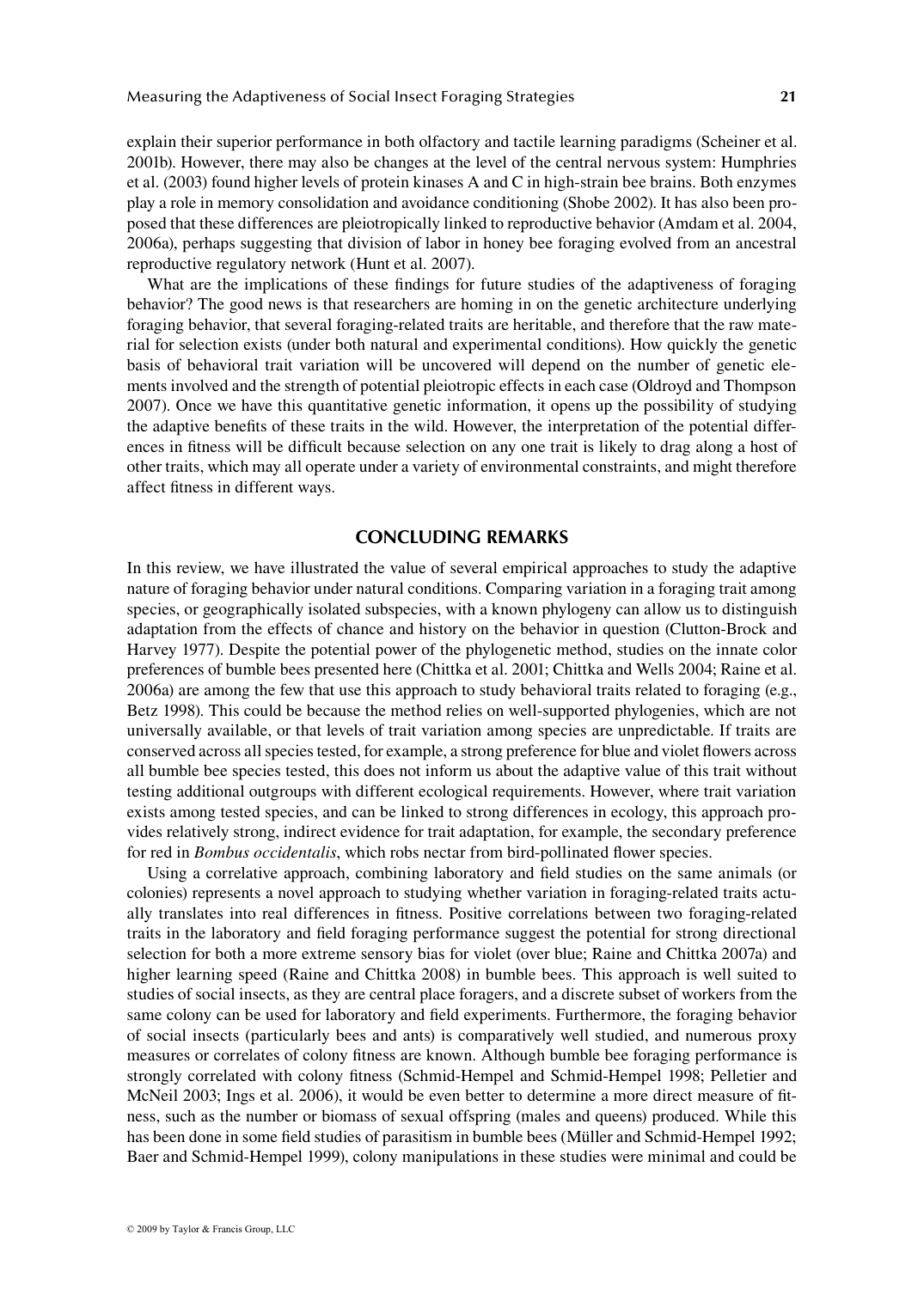explain their superior performance in both olfactory and tactile learning paradigms (Scheiner et al. 2001b). However, there may also be changes at the level of the central nervous system: Humphries et al. (2003) found higher levels of protein kinases A and C in high-strain bee brains. Both enzymes play a role in memory consolidation and avoidance conditioning (Shobe 2002). It has also been proposed that these differences are pleiotropically linked to reproductive behavior (Amdam et al. 2004, 2006a), perhaps suggesting that division of labor in honey bee foraging evolved from an ancestral reproductive regulatory network (Hunt et al. 2007).

What are the implications of these findings for future studies of the adaptiveness of foraging behavior? The good news is that researchers are homing in on the genetic architecture underlying foraging behavior, that several foraging-related traits are heritable, and therefore that the raw material for selection exists (under both natural and experimental conditions). How quickly the genetic basis of behavioral trait variation will be uncovered will depend on the number of genetic elements involved and the strength of potential pleiotropic effects in each case (Oldroyd and Thompson 2007). Once we have this quantitative genetic information, it opens up the possibility of studying the adaptive benefits of these traits in the wild. However, the interpretation of the potential differences in fitness will be difficult because selection on any one trait is likely to drag along a host of other traits, which may all operate under a variety of environmental constraints, and might therefore affect fitness in different ways.

## CONCLUDING REMARKS

In this review, we have illustrated the value of several empirical approaches to study the adaptive nature of foraging behavior under natural conditions. Comparing variation in a foraging trait among species, or geographically isolated subspecies, with a known phylogeny can allow us to distinguish adaptation from the effects of chance and history on the behavior in question (Clutton-Brock and Harvey 1977). Despite the potential power of the phylogenetic method, studies on the innate color preferences of bumble bees presented here (Chittka et al. 2001; Chittka and Wells 2004; Raine et al. 2006a) are among the few that use this approach to study behavioral traits related to foraging (e.g., Betz 1998). This could be because the method relies on well-supported phylogenies, which are not universally available, or that levels of trait variation among species are unpredictable. If traits are conserved across all species tested, for example, a strong preference for blue and violet flowers across all bumble bee species tested, this does not inform us about the adaptive value of this trait without testing additional outgroups with different ecological requirements. However, where trait variation exists among tested species, and can be linked to strong differences in ecology, this approach provides relatively strong, indirect evidence for trait adaptation, for example, the secondary preference for red in *Bombus occidentalis*, which robs nectar from bird-pollinated flower species.

Using a correlative approach, combining laboratory and field studies on the same animals (or colonies) represents a novel approach to studying whether variation in foraging-related traits actually translates into real differences in fitness. Positive correlations between two foraging-related traits in the laboratory and field foraging performance suggest the potential for strong directional selection for both a more extreme sensory bias for violet (over blue; Raine and Chittka 2007a) and higher learning speed (Raine and Chittka 2008) in bumble bees. This approach is well suited to studies of social insects, as they are central place foragers, and a discrete subset of workers from the same colony can be used for laboratory and field experiments. Furthermore, the foraging behavior of social insects (particularly bees and ants) is comparatively well studied, and numerous proxy measures or correlates of colony fitness are known. Although bumble bee foraging performance is strongly correlated with colony fitness (Schmid-Hempel and Schmid-Hempel 1998; Pelletier and McNeil 2003; Ings et al. 2006), it would be even better to determine a more direct measure of fitness, such as the number or biomass of sexual offspring (males and queens) produced. While this has been done in some field studies of parasitism in bumble bees (Müller and Schmid-Hempel 1992; Baer and Schmid-Hempel 1999), colony manipulations in these studies were minimal and could be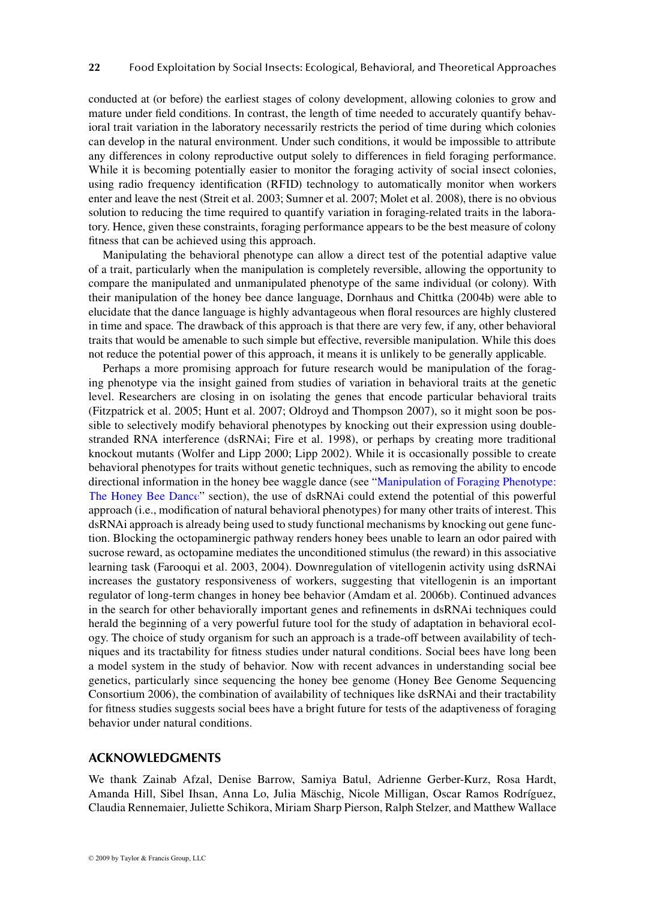conducted at (or before) the earliest stages of colony development, allowing colonies to grow and mature under field conditions. In contrast, the length of time needed to accurately quantify behavioral trait variation in the laboratory necessarily restricts the period of time during which colonies can develop in the natural environment. Under such conditions, it would be impossible to attribute any differences in colony reproductive output solely to differences in field foraging performance. While it is becoming potentially easier to monitor the foraging activity of social insect colonies, using radio frequency identification (RFID) technology to automatically monitor when workers enter and leave the nest (Streit et al. 2003; Sumner et al. 2007; Molet et al. 2008), there is no obvious solution to reducing the time required to quantify variation in foraging-related traits in the laboratory. Hence, given these constraints, foraging performance appears to be the best measure of colony fitness that can be achieved using this approach.

Manipulating the behavioral phenotype can allow a direct test of the potential adaptive value of a trait, particularly when the manipulation is completely reversible, allowing the opportunity to compare the manipulated and unmanipulated phenotype of the same individual (or colony). With their manipulation of the honey bee dance language, Dornhaus and Chittka (2004b) were able to elucidate that the dance language is highly advantageous when floral resources are highly clustered in time and space. The drawback of this approach is that there are very few, if any, other behavioral traits that would be amenable to such simple but effective, reversible manipulation. While this does not reduce the potential power of this approach, it means it is unlikely to be generally applicable.

Perhaps a more promising approach for future research would be manipulation of the foraging phenotype via the insight gained from studies of variation in behavioral traits at the genetic level. Researchers are closing in on isolating the genes that encode particular behavioral traits (Fitzpatrick et al. 2005; Hunt et al. 2007; Oldroyd and Thompson 2007), so it might soon be possible to selectively modify behavioral phenotypes by knocking out their expression using double-stranded RNA interference (dsRNAi; Fire et al. 1998), or perhaps by creating more traditional knockout mutants (Wolfer and Lipp 2000; Lipp 2002). While it is occasionally possible to create behavioral phenotypes for traits without genetic techniques, such as removing the ability to encode directional information in the honey bee waggle dance (see "Manipulation of Foraging Phenotype: The Honey Bee Dance" section), the use of dsRNAi could extend the potential of this powerful approach (i.e., modification of natural behavioral phenotypes) for many other traits of interest. This dsRNAi approach is already being used to study functional mechanisms by knocking out gene function. Blocking the octopaminergic pathway renders honey bees unable to learn an odor paired with sucrose reward, as octopamine mediates the unconditioned stimulus (the reward) in this associative learning task (Farooqui et al. 2003, 2004). Downregulation of vitellogenin activity using dsRNAi increases the gustatory responsiveness of workers, suggesting that vitellogenin is an important regulator of long-term changes in honey bee behavior (Amdam et al. 2006b). Continued advances in the search for other behaviorally important genes and refinements in dsRNAi techniques could herald the beginning of a very powerful future tool for the study of adaptation in behavioral ecology. The choice of study organism for such an approach is a trade-off between availability of techniques and its tractability for fitness studies under natural conditions. Social bees have long been a model system in the study of behavior. Now with recent advances in understanding social bee genetics, particularly since sequencing the honey bee genome (Honey Bee Genome Sequencing Consortium 2006), the combination of availability of techniques like dsRNAi and their tractability for fitness studies suggests social bees have a bright future for tests of the adaptiveness of foraging behavior under natural conditions.

## ACKNOWLEDGMENTS

We thank Zainab Afzal, Denise Barrow, Samiya Batul, Adrienne Gerber-Kurz, Rosa Hardt, Amanda Hill, Sibel Ihsan, Anna Lo, Julia Mäschig, Nicole Milligan, Oscar Ramos Rodríguez, Claudia Rennemaier, Juliette Schikora, Miriam Sharp Pierson, Ralph Stelzer, and Matthew Wallace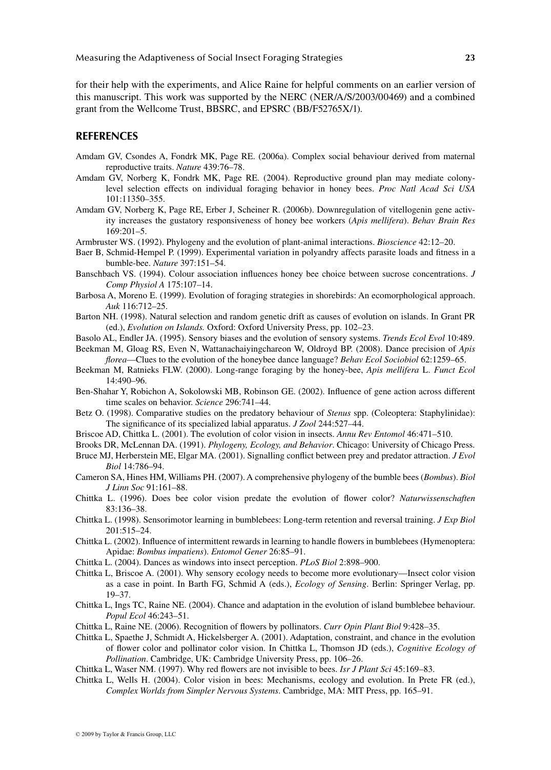for their help with the experiments, and Alice Raine for helpful comments on an earlier version of this manuscript. This work was supported by the NERC (NER/A/S/2003/00469) and a combined grant from the Wellcome Trust, BBSRC, and EPSRC (BB/F52765X/1).

## REFERENCES

Amdam GV, Csondes A, Fondrk MK, Page RE. (2006a). Complex social behaviour derived from maternal reproductive traits. *Nature* 439:76–78.

Amdam GV, Norberg K, Fondrk MK, Page RE. (2004). Reproductive ground plan may mediate colony-level selection effects on individual foraging behavior in honey bees. *Proc Natl Acad Sci USA* 101:11350–355.

Amdam GV, Norberg K, Page RE, Erber J, Scheiner R. (2006b). Downregulation of vitellogenin gene activity increases the gustatory responsiveness of honey bee workers (*Apis mellifera*). *Behav Brain Res* 169:201–5.

Armbruster WS. (1992). Phylogeny and the evolution of plant-animal interactions. *Bioscience* 42:12–20.

Baer B, Schmid-Hempel P. (1999). Experimental variation in polyandry affects parasite loads and fitness in a bumble-bee. *Nature* 397:151–54.

Banschbach VS. (1994). Colour association influences honey bee choice between sucrose concentrations. *J Comp Physiol A* 175:107–14.

Barbosa A, Moreno E. (1999). Evolution of foraging strategies in shorebirds: An ecomorphological approach. *Auk* 116:712–25.

Barton NH. (1998). Natural selection and random genetic drift as causes of evolution on islands. In Grant PR (ed.), *Evolution on Islands.* Oxford: Oxford University Press, pp. 102–23.

Basolo AL, Endler JA. (1995). Sensory biases and the evolution of sensory systems. *Trends Ecol Evol* 10:489.

Beekman M, Gloag RS, Even N, Wattanachaiyingchareon W, Oldroyd BP. (2008). Dance precision of *Apis florea*—Clues to the evolution of the honeybee dance language? *Behav Ecol Sociobiol* 62:1259–65.

Beekman M, Ratnieks FLW. (2000). Long-range foraging by the honey-bee, *Apis mellifera* L. *Funct Ecol* 14:490–96.

Ben-Shahar Y, Robichon A, Sokolowski MB, Robinson GE. (2002). Influence of gene action across different time scales on behavior. *Science* 296:741–44.

Betz O. (1998). Comparative studies on the predatory behaviour of *Stenus* spp. (Coleoptera: Staphylinidae): The significance of its specialized labial apparatus. *J Zool* 244:527–44.

Briscoe AD, Chittka L. (2001). The evolution of color vision in insects. *Annu Rev Entomol* 46:471–510.

Brooks DR, McLennan DA. (1991). *Phylogeny, Ecology, and Behavior*. Chicago: University of Chicago Press.

Bruce MJ, Herberstein ME, Elgar MA. (2001). Signalling conflict between prey and predator attraction. *J Evol Biol* 14:786–94.

Cameron SA, Hines HM, Williams PH. (2007). A comprehensive phylogeny of the bumble bees (*Bombus*). *Biol J Linn Soc* 91:161–88.

Chittka L. (1996). Does bee color vision predate the evolution of flower color? *Naturwissenschaften* 83:136–38.

Chittka L. (1998). Sensorimotor learning in bumblebees: Long-term retention and reversal training. *J Exp Biol* 201:515–24.

Chittka L. (2002). Influence of intermittent rewards in learning to handle flowers in bumblebees (Hymenoptera: Apidae: *Bombus impatiens*). *Entomol Gener* 26:85–91.

Chittka L. (2004). Dances as windows into insect perception. *PLoS Biol* 2:898–900.

Chittka L, Briscoe A. (2001). Why sensory ecology needs to become more evolutionary—Insect color vision as a case in point. In Barth FG, Schmid A (eds.), *Ecology of Sensing*. Berlin: Springer Verlag, pp. 19–37.

Chittka L, Ings TC, Raine NE. (2004). Chance and adaptation in the evolution of island bumblebee behaviour. *Popul Ecol* 46:243–51.

Chittka L, Raine NE. (2006). Recognition of flowers by pollinators. *Curr Opin Plant Biol* 9:428–35.

Chittka L, Spaethe J, Schmidt A, Hickelsberger A. (2001). Adaptation, constraint, and chance in the evolution of flower color and pollinator color vision. In Chittka L, Thomson JD (eds.), *Cognitive Ecology of Pollination*. Cambridge, UK: Cambridge University Press, pp. 106–26.

Chittka L, Waser NM. (1997). Why red flowers are not invisible to bees. *Isr J Plant Sci* 45:169–83.

Chittka L, Wells H. (2004). Color vision in bees: Mechanisms, ecology and evolution. In Prete FR (ed.), *Complex Worlds from Simpler Nervous Systems*. Cambridge, MA: MIT Press, pp. 165–91.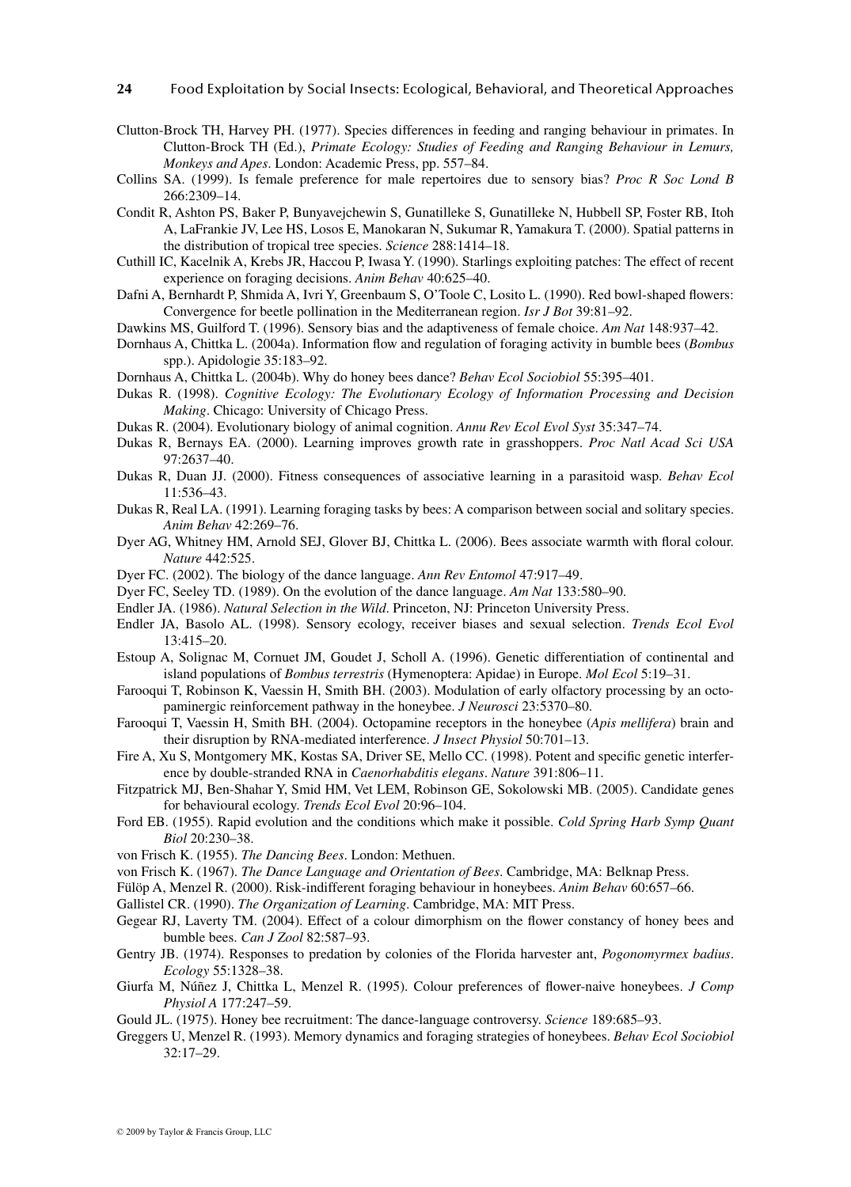Clutton-Brock TH, Harvey PH. (1977). Species differences in feeding and ranging behaviour in primates. In Clutton-Brock TH (Ed.), *Primate Ecology: Studies of Feeding and Ranging Behaviour in Lemurs, Monkeys and Apes*. London: Academic Press, pp. 557–84.

Collins SA. (1999). Is female preference for male repertoires due to sensory bias? *Proc R Soc Lond B* 266:2309–14.

Condit R, Ashton PS, Baker P, Bunyavejchewin S, Gunatilleke S, Gunatilleke N, Hubbell SP, Foster RB, Itoh A, LaFrankie JV, Lee HS, Losos E, Manokaran N, Sukumar R, Yamakura T. (2000). Spatial patterns in the distribution of tropical tree species. *Science* 288:1414–18.

Cuthill IC, Kacelnik A, Krebs JR, Haccou P, Iwasa Y. (1990). Starlings exploiting patches: The effect of recent experience on foraging decisions. *Anim Behav* 40:625–40.

Dafni A, Bernhardt P, Shmida A, Ivri Y, Greenbaum S, O'Toole C, Losito L. (1990). Red bowl-shaped flowers: Convergence for beetle pollination in the Mediterranean region. *Isr J Bot* 39:81–92.

Dawkins MS, Guilford T. (1996). Sensory bias and the adaptiveness of female choice. *Am Nat* 148:937–42.

Dornhaus A, Chittka L. (2004a). Information flow and regulation of foraging activity in bumble bees (*Bombus* spp.). Apidologie 35:183–92.

Dornhaus A, Chittka L. (2004b). Why do honey bees dance? *Behav Ecol Sociobiol* 55:395–401.

Dukas R. (1998). *Cognitive Ecology: The Evolutionary Ecology of Information Processing and Decision Making*. Chicago: University of Chicago Press.

Dukas R. (2004). Evolutionary biology of animal cognition. *Annu Rev Ecol Evol Syst* 35:347–74.

Dukas R, Bernays EA. (2000). Learning improves growth rate in grasshoppers. *Proc Natl Acad Sci USA* 97:2637–40.

Dukas R, Duan JJ. (2000). Fitness consequences of associative learning in a parasitoid wasp. *Behav Ecol* 11:536–43.

Dukas R, Real LA. (1991). Learning foraging tasks by bees: A comparison between social and solitary species. *Anim Behav* 42:269–76.

Dyer AG, Whitney HM, Arnold SEJ, Glover BJ, Chittka L. (2006). Bees associate warmth with floral colour. *Nature* 442:525.

Dyer FC. (2002). The biology of the dance language. *Ann Rev Entomol* 47:917–49.

Dyer FC, Seeley TD. (1989). On the evolution of the dance language. *Am Nat* 133:580–90.

Endler JA. (1986). *Natural Selection in the Wild*. Princeton, NJ: Princeton University Press.

Endler JA, Basolo AL. (1998). Sensory ecology, receiver biases and sexual selection. *Trends Ecol Evol* 13:415–20.

Estoup A, Solignac M, Cornuet JM, Goudet J, Scholl A. (1996). Genetic differentiation of continental and island populations of *Bombus terrestris* (Hymenoptera: Apidae) in Europe. *Mol Ecol* 5:19–31.

Farooqui T, Robinson K, Vaessin H, Smith BH. (2003). Modulation of early olfactory processing by an octopaminergic reinforcement pathway in the honeybee. *J Neurosci* 23:5370–80.

Farooqui T, Vaessin H, Smith BH. (2004). Octopamine receptors in the honeybee (*Apis mellifera*) brain and their disruption by RNA-mediated interference. *J Insect Physiol* 50:701–13.

Fire A, Xu S, Montgomery MK, Kostas SA, Driver SE, Mello CC. (1998). Potent and specific genetic interference by double-stranded RNA in *Caenorhabditis elegans*. *Nature* 391:806–11.

Fitzpatrick MJ, Ben-Shahar Y, Smid HM, Vet LEM, Robinson GE, Sokolowski MB. (2005). Candidate genes for behavioural ecology. *Trends Ecol Evol* 20:96–104.

Ford EB. (1955). Rapid evolution and the conditions which make it possible. *Cold Spring Harb Symp Quant Biol* 20:230–38.

von Frisch K. (1955). *The Dancing Bees*. London: Methuen.

von Frisch K. (1967). *The Dance Language and Orientation of Bees*. Cambridge, MA: Belknap Press.

Fülöp A, Menzel R. (2000). Risk-indifferent foraging behaviour in honeybees. *Anim Behav* 60:657–66.

Gallistel CR. (1990). *The Organization of Learning*. Cambridge, MA: MIT Press.

Gegear RJ, Laverty TM. (2004). Effect of a colour dimorphism on the flower constancy of honey bees and bumble bees. *Can J Zool* 82:587–93.

Gentry JB. (1974). Responses to predation by colonies of the Florida harvester ant, *Pogonomyrmex badius*. *Ecology* 55:1328–38.

Giurfa M, Núñez J, Chittka L, Menzel R. (1995). Colour preferences of flower-naive honeybees. *J Comp Physiol A* 177:247–59.

Gould JL. (1975). Honey bee recruitment: The dance-language controversy. *Science* 189:685–93.

Greggers U, Menzel R. (1993). Memory dynamics and foraging strategies of honeybees. *Behav Ecol Sociobiol* 32:17–29.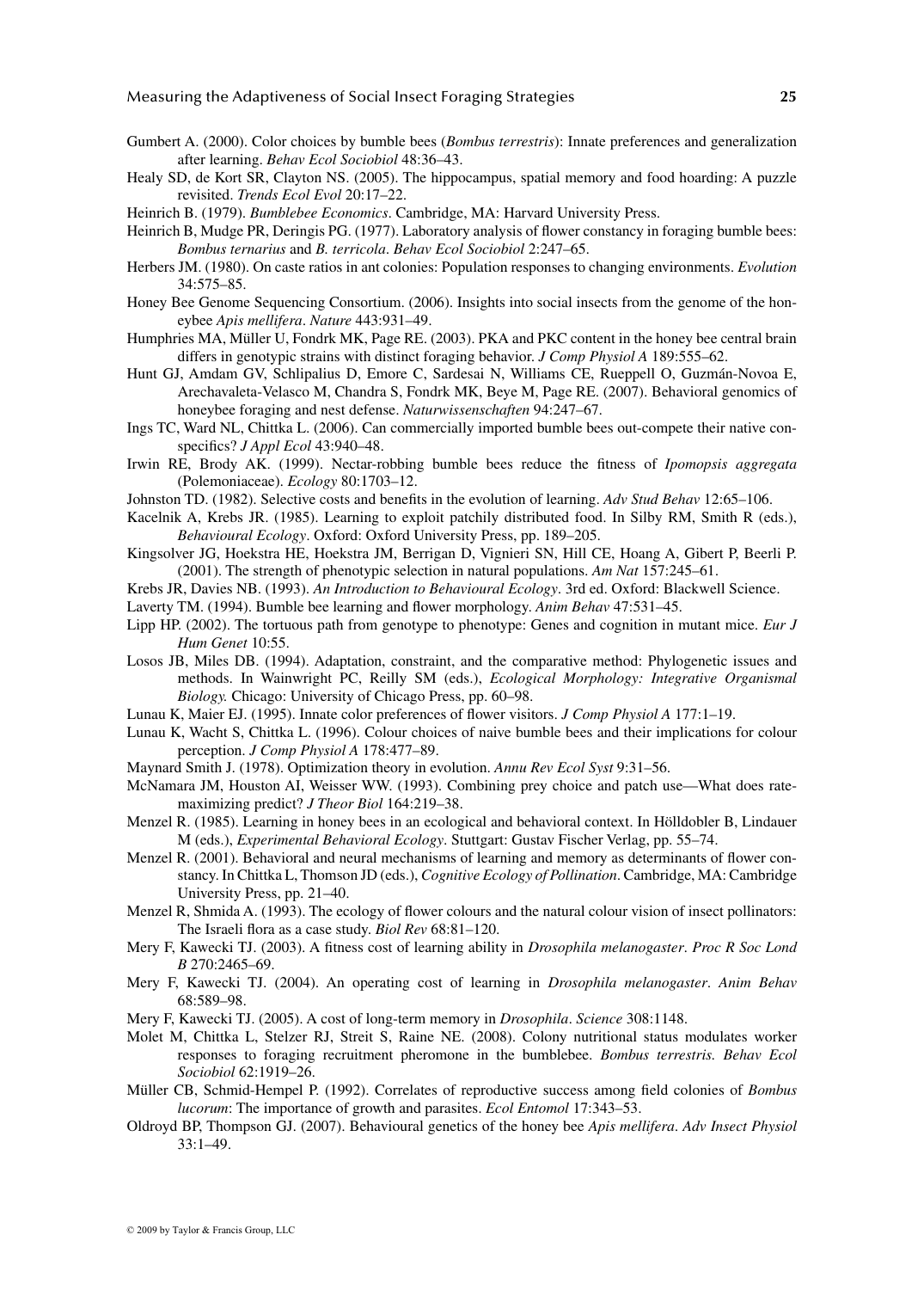Gumbert A. (2000). Color choices by bumble bees (*Bombus terrestris*): Innate preferences and generalization after learning. *Behav Ecol Sociobiol* 48:36–43.

Healy SD, de Kort SR, Clayton NS. (2005). The hippocampus, spatial memory and food hoarding: A puzzle revisited. *Trends Ecol Evol* 20:17–22.

Heinrich B. (1979). *Bumblebee Economics*. Cambridge, MA: Harvard University Press.

Heinrich B, Mudge PR, Deringis PG. (1977). Laboratory analysis of flower constancy in foraging bumble bees: *Bombus ternarius* and *B. terricola*. *Behav Ecol Sociobiol* 2:247–65.

Herbers JM. (1980). On caste ratios in ant colonies: Population responses to changing environments. *Evolution* 34:575–85.

Honey Bee Genome Sequencing Consortium. (2006). Insights into social insects from the genome of the honeybee *Apis mellifera*. *Nature* 443:931–49.

Humphries MA, Müller U, Fondrk MK, Page RE. (2003). PKA and PKC content in the honey bee central brain differs in genotypic strains with distinct foraging behavior. *J Comp Physiol A* 189:555–62.

Hunt GJ, Amdam GV, Schlipalius D, Emore C, Sardesai N, Williams CE, Rueppell O, Guzmán-Novoa E, Arechavaleta-Velasco M, Chandra S, Fondrk MK, Beye M, Page RE. (2007). Behavioral genomics of honeybee foraging and nest defense. *Naturwissenschaften* 94:247–67.

Ings TC, Ward NL, Chittka L. (2006). Can commercially imported bumble bees out-compete their native conspecifics? *J Appl Ecol* 43:940–48.

Irwin RE, Brody AK. (1999). Nectar-robbing bumble bees reduce the fitness of *Ipomopsis aggregata* (Polemoniaceae). *Ecology* 80:1703–12.

Johnston TD. (1982). Selective costs and benefits in the evolution of learning. *Adv Stud Behav* 12:65–106.

Kacelnik A, Krebs JR. (1985). Learning to exploit patchily distributed food. In Silby RM, Smith R (eds.), *Behavioural Ecology*. Oxford: Oxford University Press, pp. 189–205.

Kingsolver JG, Hoekstra HE, Hoekstra JM, Berrigan D, Vignieri SN, Hill CE, Hoang A, Gibert P, Beerli P. (2001). The strength of phenotypic selection in natural populations. *Am Nat* 157:245–61.

Krebs JR, Davies NB. (1993). *An Introduction to Behavioural Ecology*. 3rd ed. Oxford: Blackwell Science.

Laverty TM. (1994). Bumble bee learning and flower morphology. *Anim Behav* 47:531–45.

Lipp HP. (2002). The tortuous path from genotype to phenotype: Genes and cognition in mutant mice. *Eur J Hum Genet* 10:55.

Losos JB, Miles DB. (1994). Adaptation, constraint, and the comparative method: Phylogenetic issues and methods. In Wainwright PC, Reilly SM (eds.), *Ecological Morphology: Integrative Organismal Biology.* Chicago: University of Chicago Press, pp. 60–98.

Lunau K, Maier EJ. (1995). Innate color preferences of flower visitors. *J Comp Physiol A* 177:1–19.

Lunau K, Wacht S, Chittka L. (1996). Colour choices of naive bumble bees and their implications for colour perception. *J Comp Physiol A* 178:477–89.

Maynard Smith J. (1978). Optimization theory in evolution. *Annu Rev Ecol Syst* 9:31–56.

McNamara JM, Houston AI, Weisser WW. (1993). Combining prey choice and patch use—What does rate-maximizing predict? *J Theor Biol* 164:219–38.

Menzel R. (1985). Learning in honey bees in an ecological and behavioral context. In Hölldobler B, Lindauer M (eds.), *Experimental Behavioral Ecology*. Stuttgart: Gustav Fischer Verlag, pp. 55–74.

Menzel R. (2001). Behavioral and neural mechanisms of learning and memory as determinants of flower constancy. In Chittka L, Thomson JD (eds.), *Cognitive Ecology of Pollination*. Cambridge, MA: Cambridge University Press, pp. 21–40.

Menzel R, Shmida A. (1993). The ecology of flower colours and the natural colour vision of insect pollinators: The Israeli flora as a case study. *Biol Rev* 68:81–120.

Mery F, Kawecki TJ. (2003). A fitness cost of learning ability in *Drosophila melanogaster*. *Proc R Soc Lond B* 270:2465–69.

Mery F, Kawecki TJ. (2004). An operating cost of learning in *Drosophila melanogaster*. *Anim Behav* 68:589–98.

Mery F, Kawecki TJ. (2005). A cost of long-term memory in *Drosophila*. *Science* 308:1148.

Molet M, Chittka L, Stelzer RJ, Streit S, Raine NE. (2008). Colony nutritional status modulates worker responses to foraging recruitment pheromone in the bumblebee. *Bombus terrestris. Behav Ecol Sociobiol* 62:1919–26.

Müller CB, Schmid-Hempel P. (1992). Correlates of reproductive success among field colonies of *Bombus lucorum*: The importance of growth and parasites. *Ecol Entomol* 17:343–53.

Oldroyd BP, Thompson GJ. (2007). Behavioural genetics of the honey bee *Apis mellifera*. *Adv Insect Physiol* 33:1–49.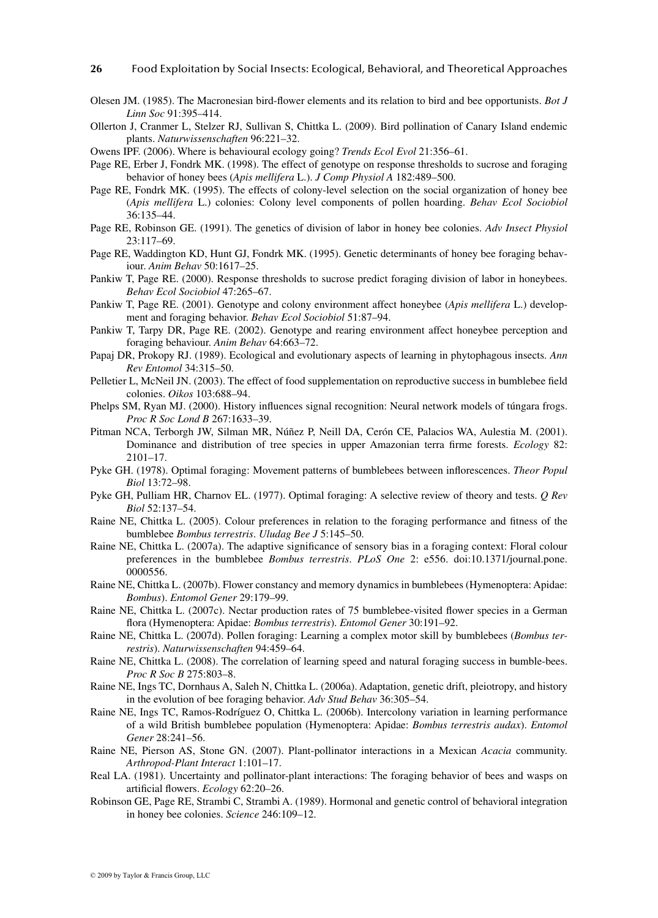Olesen JM. (1985). The Macronesian bird-flower elements and its relation to bird and bee opportunists. *Bot J Linn Soc* 91:395–414.

Ollerton J, Cranmer L, Stelzer RJ, Sullivan S, Chittka L. (2009). Bird pollination of Canary Island endemic plants. *Naturwissenschaften* 96:221–32.

Owens IPF. (2006). Where is behavioural ecology going? *Trends Ecol Evol* 21:356–61.

Page RE, Erber J, Fondrk MK. (1998). The effect of genotype on response thresholds to sucrose and foraging behavior of honey bees (*Apis mellifera* L.). *J Comp Physiol A* 182:489–500.

Page RE, Fondrk MK. (1995). The effects of colony-level selection on the social organization of honey bee (*Apis mellifera* L.) colonies: Colony level components of pollen hoarding. *Behav Ecol Sociobiol* 36:135–44.

Page RE, Robinson GE. (1991). The genetics of division of labor in honey bee colonies. *Adv Insect Physiol* 23:117–69.

Page RE, Waddington KD, Hunt GJ, Fondrk MK. (1995). Genetic determinants of honey bee foraging behaviour. *Anim Behav* 50:1617–25.

Pankiw T, Page RE. (2000). Response thresholds to sucrose predict foraging division of labor in honeybees. *Behav Ecol Sociobiol* 47:265–67.

Pankiw T, Page RE. (2001). Genotype and colony environment affect honeybee (*Apis mellifera* L.) development and foraging behavior. *Behav Ecol Sociobiol* 51:87–94.

Pankiw T, Tarpy DR, Page RE. (2002). Genotype and rearing environment affect honeybee perception and foraging behaviour. *Anim Behav* 64:663–72.

Papaj DR, Prokopy RJ. (1989). Ecological and evolutionary aspects of learning in phytophagous insects. *Ann Rev Entomol* 34:315–50.

Pelletier L, McNeil JN. (2003). The effect of food supplementation on reproductive success in bumblebee field colonies. *Oikos* 103:688–94.

Phelps SM, Ryan MJ. (2000). History influences signal recognition: Neural network models of túngara frogs. *Proc R Soc Lond B* 267:1633–39.

Pitman NCA, Terborgh JW, Silman MR, Núñez P, Neill DA, Cerón CE, Palacios WA, Aulestia M. (2001). Dominance and distribution of tree species in upper Amazonian terra firme forests. *Ecology* 82: 2101–17.

Pyke GH. (1978). Optimal foraging: Movement patterns of bumblebees between inflorescences. *Theor Popul Biol* 13:72–98.

Pyke GH, Pulliam HR, Charnov EL. (1977). Optimal foraging: A selective review of theory and tests. *Q Rev Biol* 52:137–54.

Raine NE, Chittka L. (2005). Colour preferences in relation to the foraging performance and fitness of the bumblebee *Bombus terrestris*. *Uludag Bee J* 5:145–50.

Raine NE, Chittka L. (2007a). The adaptive significance of sensory bias in a foraging context: Floral colour preferences in the bumblebee *Bombus terrestris*. *PLoS One* 2: e556. doi:10.1371/journal.pone.0000556.

Raine NE, Chittka L. (2007b). Flower constancy and memory dynamics in bumblebees (Hymenoptera: Apidae: *Bombus*). *Entomol Gener* 29:179–99.

Raine NE, Chittka L. (2007c). Nectar production rates of 75 bumblebee-visited flower species in a German flora (Hymenoptera: Apidae: *Bombus terrestris*). *Entomol Gener* 30:191–92.

Raine NE, Chittka L. (2007d). Pollen foraging: Learning a complex motor skill by bumblebees (*Bombus terrestris*). *Naturwissenschaften* 94:459–64.

Raine NE, Chittka L. (2008). The correlation of learning speed and natural foraging success in bumble-bees. *Proc R Soc B* 275:803–8.

Raine NE, Ings TC, Dornhaus A, Saleh N, Chittka L. (2006a). Adaptation, genetic drift, pleiotropy, and history in the evolution of bee foraging behavior. *Adv Stud Behav* 36:305–54.

Raine NE, Ings TC, Ramos-Rodríguez O, Chittka L. (2006b). Intercolony variation in learning performance of a wild British bumblebee population (Hymenoptera: Apidae: *Bombus terrestris audax*). *Entomol Gener* 28:241–56.

Raine NE, Pierson AS, Stone GN. (2007). Plant-pollinator interactions in a Mexican *Acacia* community. *Arthropod-Plant Interact* 1:101–17.

Real LA. (1981). Uncertainty and pollinator-plant interactions: The foraging behavior of bees and wasps on artificial flowers. *Ecology* 62:20–26.

Robinson GE, Page RE, Strambi C, Strambi A. (1989). Hormonal and genetic control of behavioral integration in honey bee colonies. *Science* 246:109–12.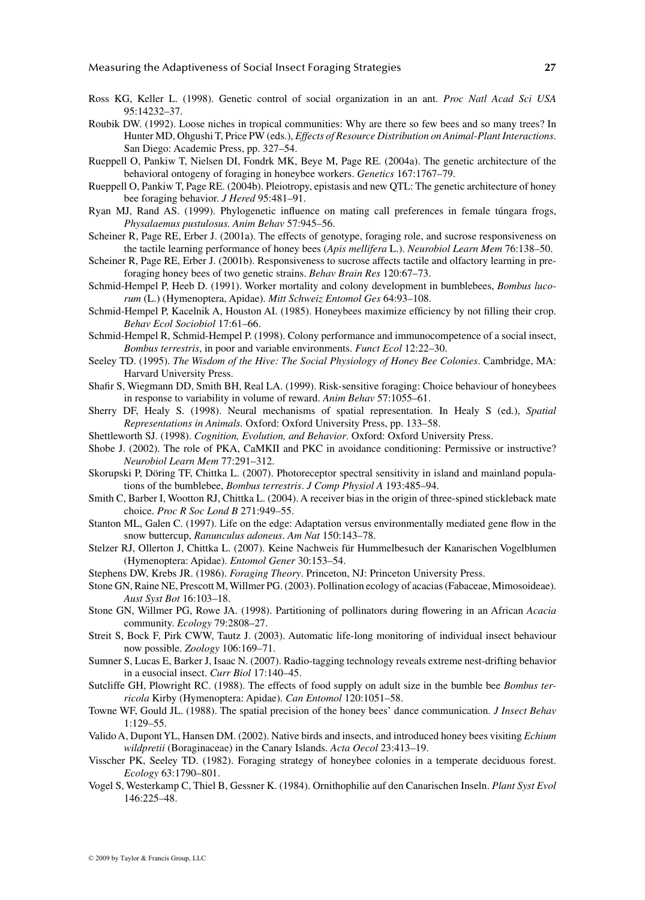Ross KG, Keller L. (1998). Genetic control of social organization in an ant. *Proc Natl Acad Sci USA* 95:14232–37.

Roubik DW. (1992). Loose niches in tropical communities: Why are there so few bees and so many trees? In Hunter MD, Ohgushi T, Price PW (eds.), *Effects of Resource Distribution on Animal-Plant Interactions*. San Diego: Academic Press, pp. 327–54.

Rueppell O, Pankiw T, Nielsen DI, Fondrk MK, Beye M, Page RE. (2004a). The genetic architecture of the behavioral ontogeny of foraging in honeybee workers. *Genetics* 167:1767–79.

Rueppell O, Pankiw T, Page RE. (2004b). Pleiotropy, epistasis and new QTL: The genetic architecture of honey bee foraging behavior. *J Hered* 95:481–91.

Ryan MJ, Rand AS. (1999). Phylogenetic influence on mating call preferences in female túngara frogs, *Physalaemus pustulosus. Anim Behav* 57:945–56.

Scheiner R, Page RE, Erber J. (2001a). The effects of genotype, foraging role, and sucrose responsiveness on the tactile learning performance of honey bees (*Apis mellifera* L.). *Neurobiol Learn Mem* 76:138–50.

Scheiner R, Page RE, Erber J. (2001b). Responsiveness to sucrose affects tactile and olfactory learning in preforaging honey bees of two genetic strains. *Behav Brain Res* 120:67–73.

Schmid-Hempel P, Heeb D. (1991). Worker mortality and colony development in bumblebees, *Bombus lucorum* (L.) (Hymenoptera, Apidae). *Mitt Schweiz Entomol Ges* 64:93–108.

Schmid-Hempel P, Kacelnik A, Houston AI. (1985). Honeybees maximize efficiency by not filling their crop. *Behav Ecol Sociobiol* 17:61–66.

Schmid-Hempel R, Schmid-Hempel P. (1998). Colony performance and immunocompetence of a social insect, *Bombus terrestris*, in poor and variable environments. *Funct Ecol* 12:22–30.

Seeley TD. (1995). *The Wisdom of the Hive: The Social Physiology of Honey Bee Colonies*. Cambridge, MA: Harvard University Press.

Shafir S, Wiegmann DD, Smith BH, Real LA. (1999). Risk-sensitive foraging: Choice behaviour of honeybees in response to variability in volume of reward. *Anim Behav* 57:1055–61.

Sherry DF, Healy S. (1998). Neural mechanisms of spatial representation. In Healy S (ed.), *Spatial Representations in Animals.* Oxford: Oxford University Press, pp. 133–58.

Shettleworth SJ. (1998). *Cognition, Evolution, and Behavior*. Oxford: Oxford University Press.

Shobe J. (2002). The role of PKA, CaMKII and PKC in avoidance conditioning: Permissive or instructive? *Neurobiol Learn Mem* 77:291–312.

Skorupski P, Döring TF, Chittka L. (2007). Photoreceptor spectral sensitivity in island and mainland populations of the bumblebee, *Bombus terrestris*. *J Comp Physiol A* 193:485–94.

Smith C, Barber I, Wootton RJ, Chittka L. (2004). A receiver bias in the origin of three-spined stickleback mate choice. *Proc R Soc Lond B* 271:949–55.

Stanton ML, Galen C. (1997). Life on the edge: Adaptation versus environmentally mediated gene flow in the snow buttercup, *Ranunculus adoneus*. *Am Nat* 150:143–78.

Stelzer RJ, Ollerton J, Chittka L. (2007). Keine Nachweis für Hummelbesuch der Kanarischen Vogelblumen (Hymenoptera: Apidae). *Entomol Gener* 30:153–54.

Stephens DW, Krebs JR. (1986). *Foraging Theory*. Princeton, NJ: Princeton University Press.

Stone GN, Raine NE, Prescott M, Willmer PG. (2003). Pollination ecology of acacias (Fabaceae, Mimosoideae). *Aust Syst Bot* 16:103–18.

Stone GN, Willmer PG, Rowe JA. (1998). Partitioning of pollinators during flowering in an African *Acacia* community. *Ecology* 79:2808–27.

Streit S, Bock F, Pirk CWW, Tautz J. (2003). Automatic life-long monitoring of individual insect behaviour now possible. *Zoology* 106:169–71.

Sumner S, Lucas E, Barker J, Isaac N. (2007). Radio-tagging technology reveals extreme nest-drifting behavior in a eusocial insect. *Curr Biol* 17:140–45.

Sutcliffe GH, Plowright RC. (1988). The effects of food supply on adult size in the bumble bee *Bombus terricola* Kirby (Hymenoptera: Apidae). *Can Entomol* 120:1051–58.

Towne WF, Gould JL. (1988). The spatial precision of the honey bees' dance communication. *J Insect Behav* 1:129–55.

Valido A, Dupont YL, Hansen DM. (2002). Native birds and insects, and introduced honey bees visiting *Echium wildpretii* (Boraginaceae) in the Canary Islands. *Acta Oecol* 23:413–19.

Visscher PK, Seeley TD. (1982). Foraging strategy of honeybee colonies in a temperate deciduous forest. *Ecology* 63:1790–801.

Vogel S, Westerkamp C, Thiel B, Gessner K. (1984). Ornithophilie auf den Canarischen Inseln. *Plant Syst Evol* 146:225–48.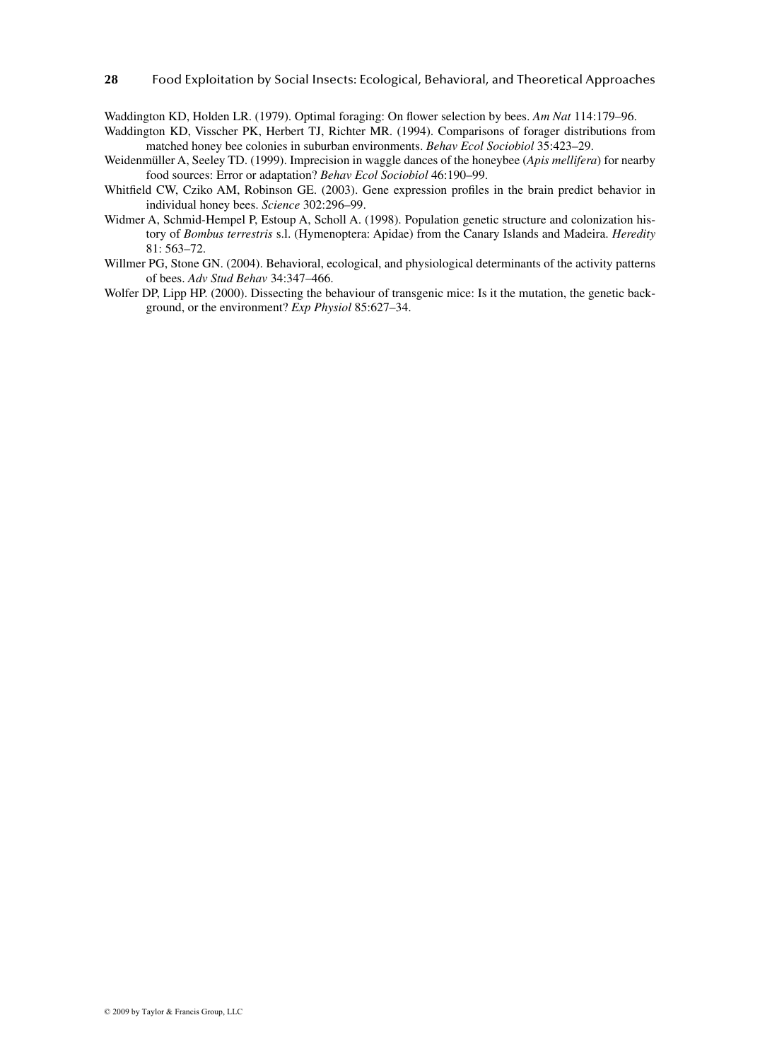Waddington KD, Holden LR. (1979). Optimal foraging: On flower selection by bees. *Am Nat* 114:179–96.

Waddington KD, Visscher PK, Herbert TJ, Richter MR. (1994). Comparisons of forager distributions from matched honey bee colonies in suburban environments. *Behav Ecol Sociobiol* 35:423–29.

Weidenmüller A, Seeley TD. (1999). Imprecision in waggle dances of the honeybee (*Apis mellifera*) for nearby food sources: Error or adaptation? *Behav Ecol Sociobiol* 46:190–99.

Whitfield CW, Cziko AM, Robinson GE. (2003). Gene expression profiles in the brain predict behavior in individual honey bees. *Science* 302:296–99.

Widmer A, Schmid-Hempel P, Estoup A, Scholl A. (1998). Population genetic structure and colonization history of *Bombus terrestris* s.l. (Hymenoptera: Apidae) from the Canary Islands and Madeira. *Heredity* 81: 563–72.

Willmer PG, Stone GN. (2004). Behavioral, ecological, and physiological determinants of the activity patterns of bees. *Adv Stud Behav* 34:347–466.

Wolfer DP, Lipp HP. (2000). Dissecting the behaviour of transgenic mice: Is it the mutation, the genetic background, or the environment? *Exp Physiol* 85:627–34.